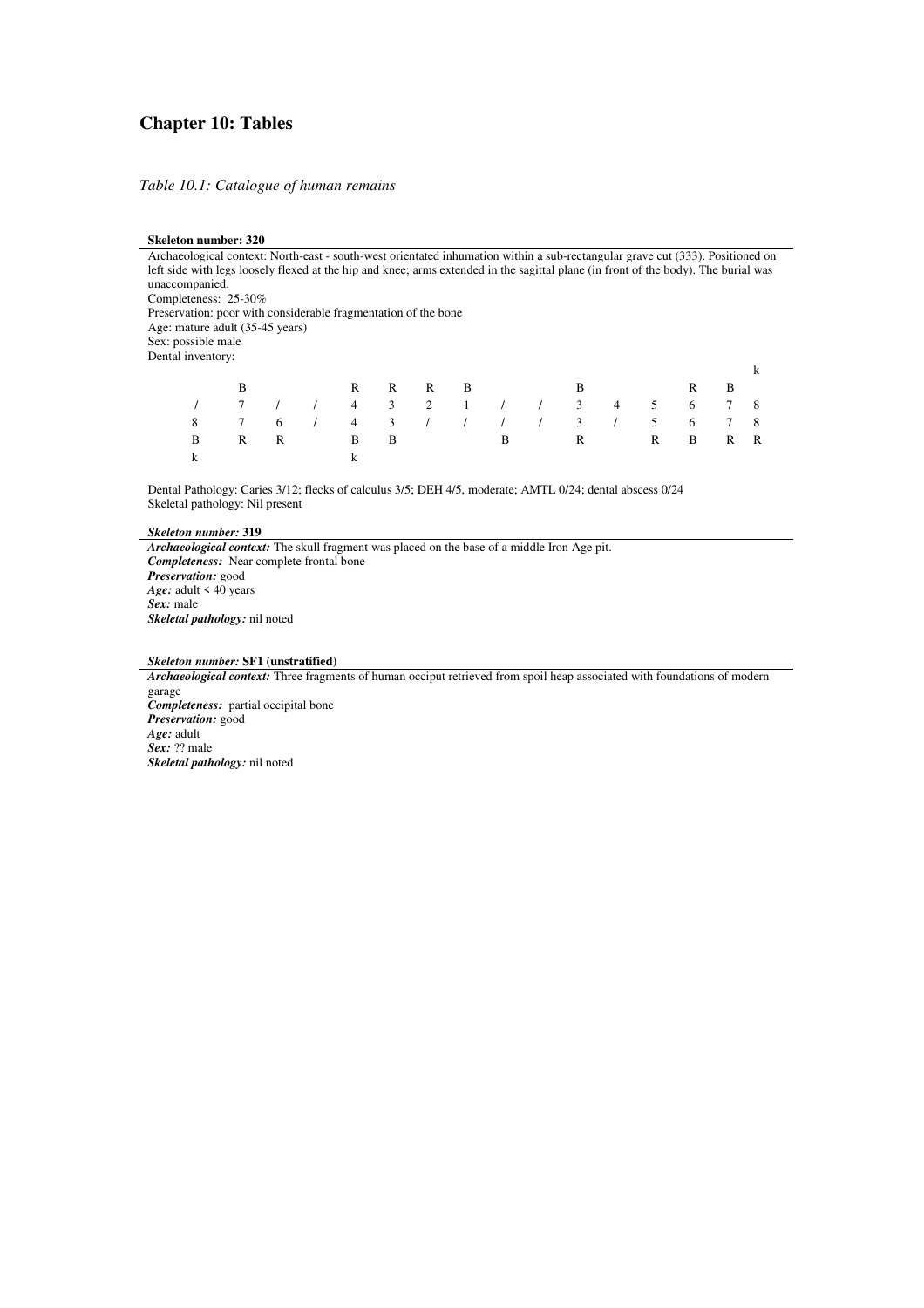# Chapter 10: Tables

*Table 10.1: Catalogue of human remains*

**Skeleton number: 320**

Archaeological context: North-east - south-west orientated inhumation within a sub-rectangular grave cut (333). Positioned on left side with legs loosely flexed at the hip and knee; arms extended in the sagittal plane (in front of the body). The burial was unaccompanied.
Completeness: 25-30%
Preservation: poor with considerable fragmentation of the bone
Age: mature adult (35-45 years)
Sex: possible male
Dental inventory:

| | | | | | | | | | | | | | | | |
|---|---|---|---|---|---|---|---|---|---|---|---|---|---|---|---|
| | | | | | | | | | | | | | | | k |
| | B | | | R | R | R | B | | | B | | | R | B | |
| / | 7 | / | / | 4 | 3 | 2 | 1 | / | / | 3 | 4 | 5 | 6 | 7 | 8 |
| 8 | 7 | 6 | / | 4 | 3 | / | / | / | / | 3 | / | 5 | 6 | 7 | 8 |
| B | R | R | | B | B | | | B | | R | | R | B | R | R |
| k | | | | k | | | | | | | | | | | |

Dental Pathology: Caries 3/12; flecks of calculus 3/5; DEH 4/5, moderate; AMTL 0/24; dental abscess 0/24
Skeletal pathology: Nil present

***Skeleton number:* 319**

***Archaeological context:*** The skull fragment was placed on the base of a middle Iron Age pit.
***Completeness:*** Near complete frontal bone
***Preservation:*** good
***Age:*** adult < 40 years
***Sex:*** male
***Skeletal pathology:*** nil noted

***Skeleton number:* SF1 (unstratified)**

***Archaeological context:*** Three fragments of human occiput retrieved from spoil heap associated with foundations of modern garage
***Completeness:*** partial occipital bone
***Preservation:*** good
***Age:*** adult
***Sex:*** ?? male
***Skeletal pathology:*** nil noted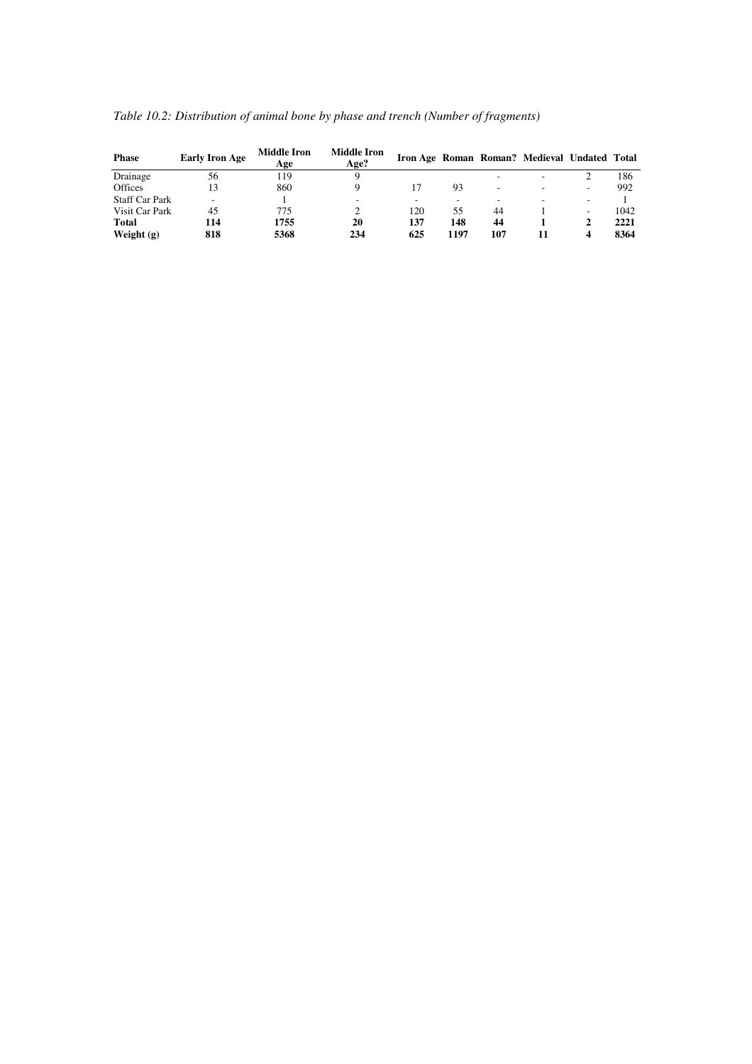*Table 10.2: Distribution of animal bone by phase and trench (Number of fragments)*

| Phase | Early Iron Age | Middle Iron Age | Middle Iron Age? | Iron Age | Roman | Roman? | Medieval | Undated | Total |
|---|---|---|---|---|---|---|---|---|---|
| Drainage | 56 | 119 | 9 | | | - | - | 2 | 186 |
| Offices | 13 | 860 | 9 | 17 | 93 | - | - | - | 992 |
| Staff Car Park | - | 1 | - | - | - | - | - | - | 1 |
| Visit Car Park | 45 | 775 | 2 | 120 | 55 | 44 | 1 | - | 1042 |
| **Total** | **114** | **1755** | **20** | **137** | **148** | **44** | **1** | **2** | **2221** |
| **Weight (g)** | **818** | **5368** | **234** | **625** | **1197** | **107** | **11** | **4** | **8364** |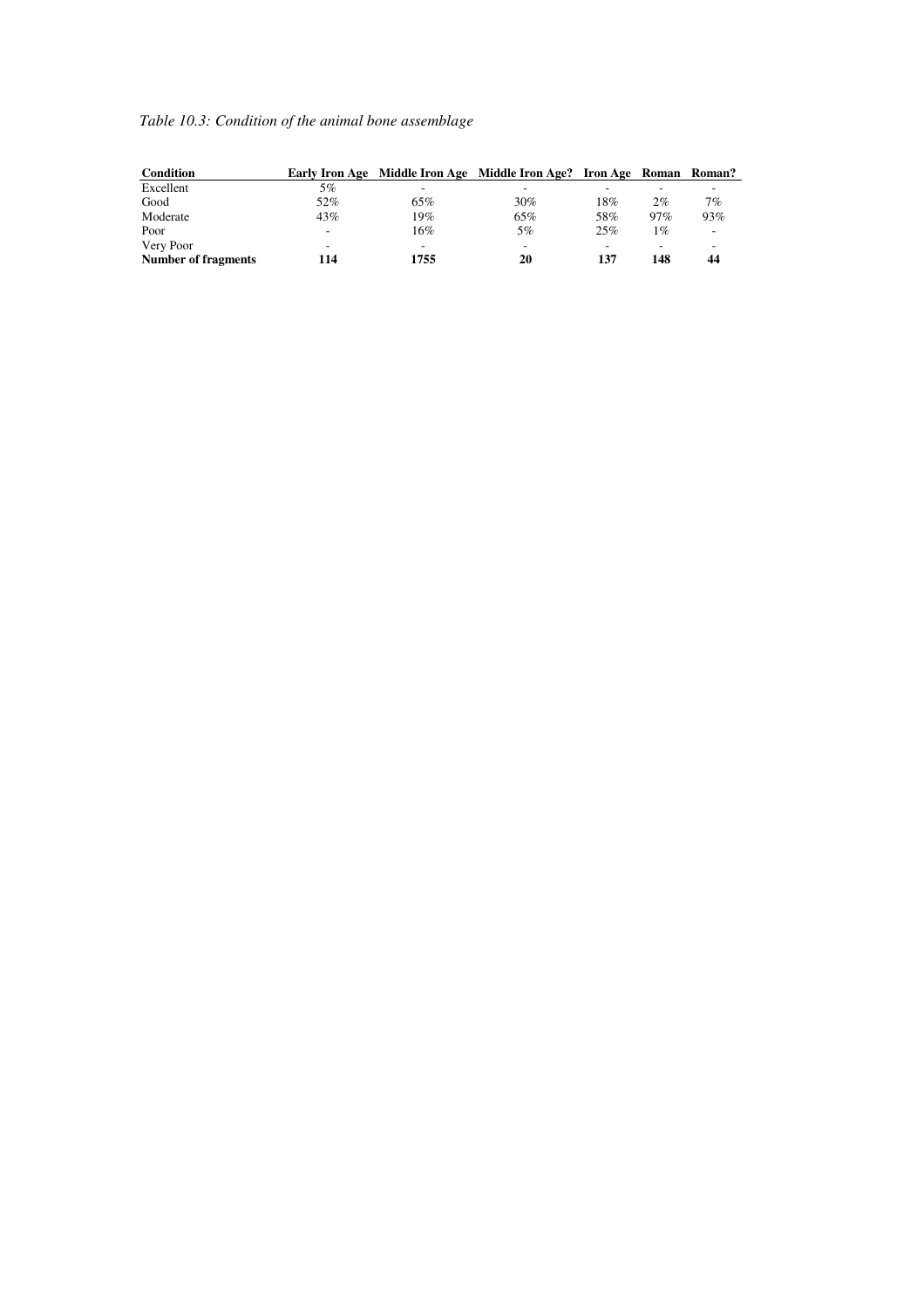*Table 10.3: Condition of the animal bone assemblage*

| Condition | Early Iron Age | Middle Iron Age | Middle Iron Age? | Iron Age | Roman | Roman? |
|---|---|---|---|---|---|---|
| Excellent | 5% | - | - | - | - | - |
| Good | 52% | 65% | 30% | 18% | 2% | 7% |
| Moderate | 43% | 19% | 65% | 58% | 97% | 93% |
| Poor | - | 16% | 5% | 25% | 1% | - |
| Very Poor | - | - | - | - | - | - |
| **Number of fragments** | **114** | **1755** | **20** | **137** | **148** | **44** |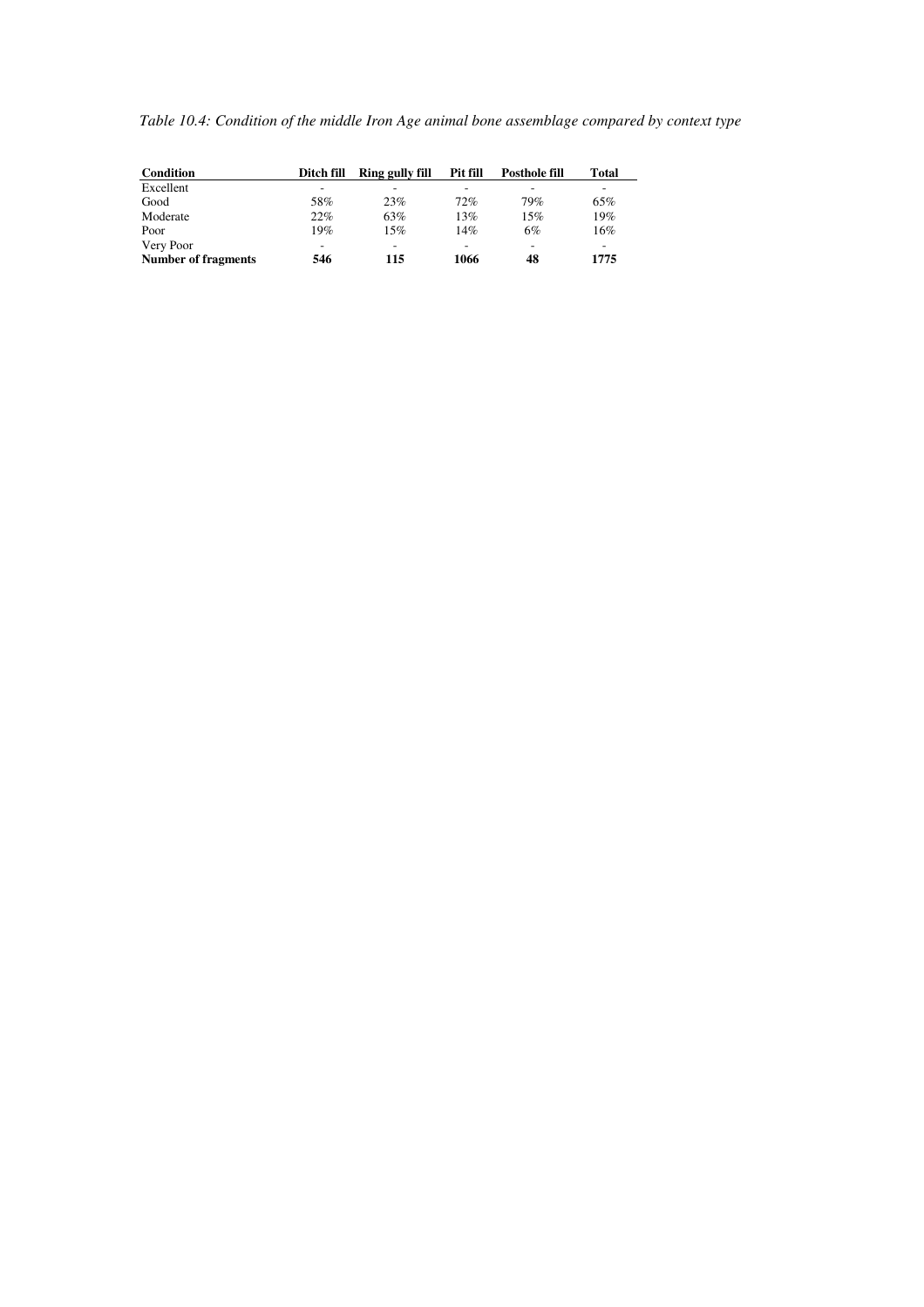*Table 10.4: Condition of the middle Iron Age animal bone assemblage compared by context type*

| Condition | Ditch fill | Ring gully fill | Pit fill | Posthole fill | Total |
|---|---|---|---|---|---|
| Excellent | - | - | - | - | - |
| Good | 58% | 23% | 72% | 79% | 65% |
| Moderate | 22% | 63% | 13% | 15% | 19% |
| Poor | 19% | 15% | 14% | 6% | 16% |
| Very Poor | - | - | - | - | - |
| **Number of fragments** | **546** | **115** | **1066** | **48** | **1775** |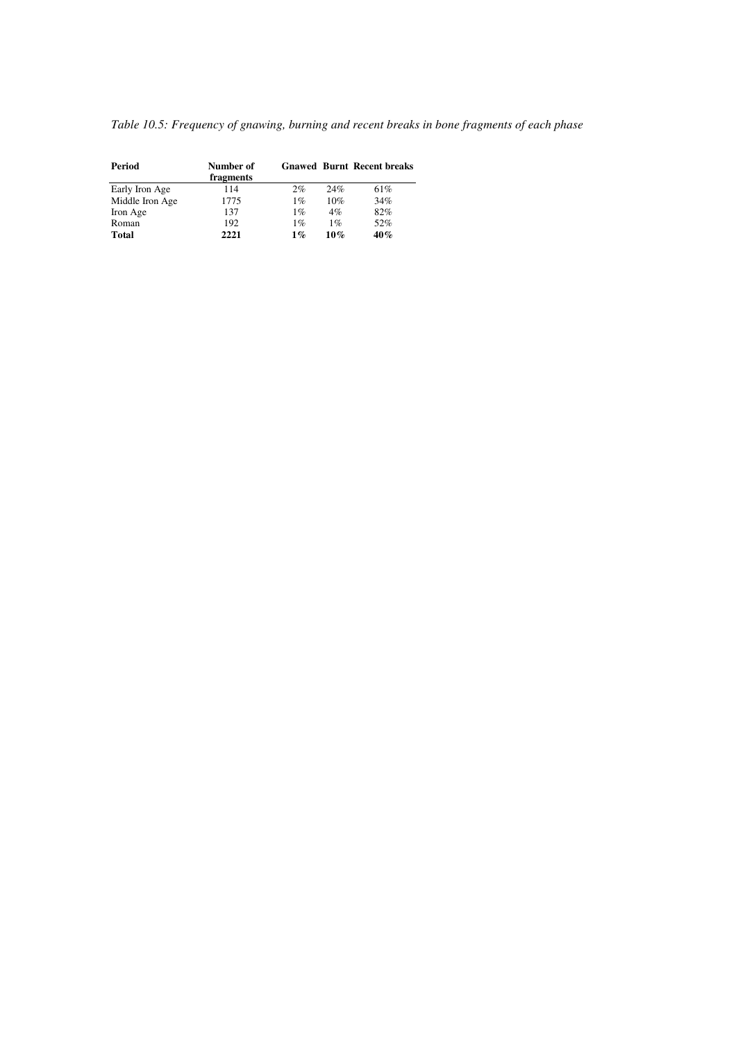*Table 10.5: Frequency of gnawing, burning and recent breaks in bone fragments of each phase*

| **Period** | **Number of fragments** | **Gnawed** | **Burnt** | **Recent breaks** |
|---|---|---|---|---|
| Early Iron Age | 114 | 2% | 24% | 61% |
| Middle Iron Age | 1775 | 1% | 10% | 34% |
| Iron Age | 137 | 1% | 4% | 82% |
| Roman | 192 | 1% | 1% | 52% |
| **Total** | **2221** | **1%** | **10%** | **40%** |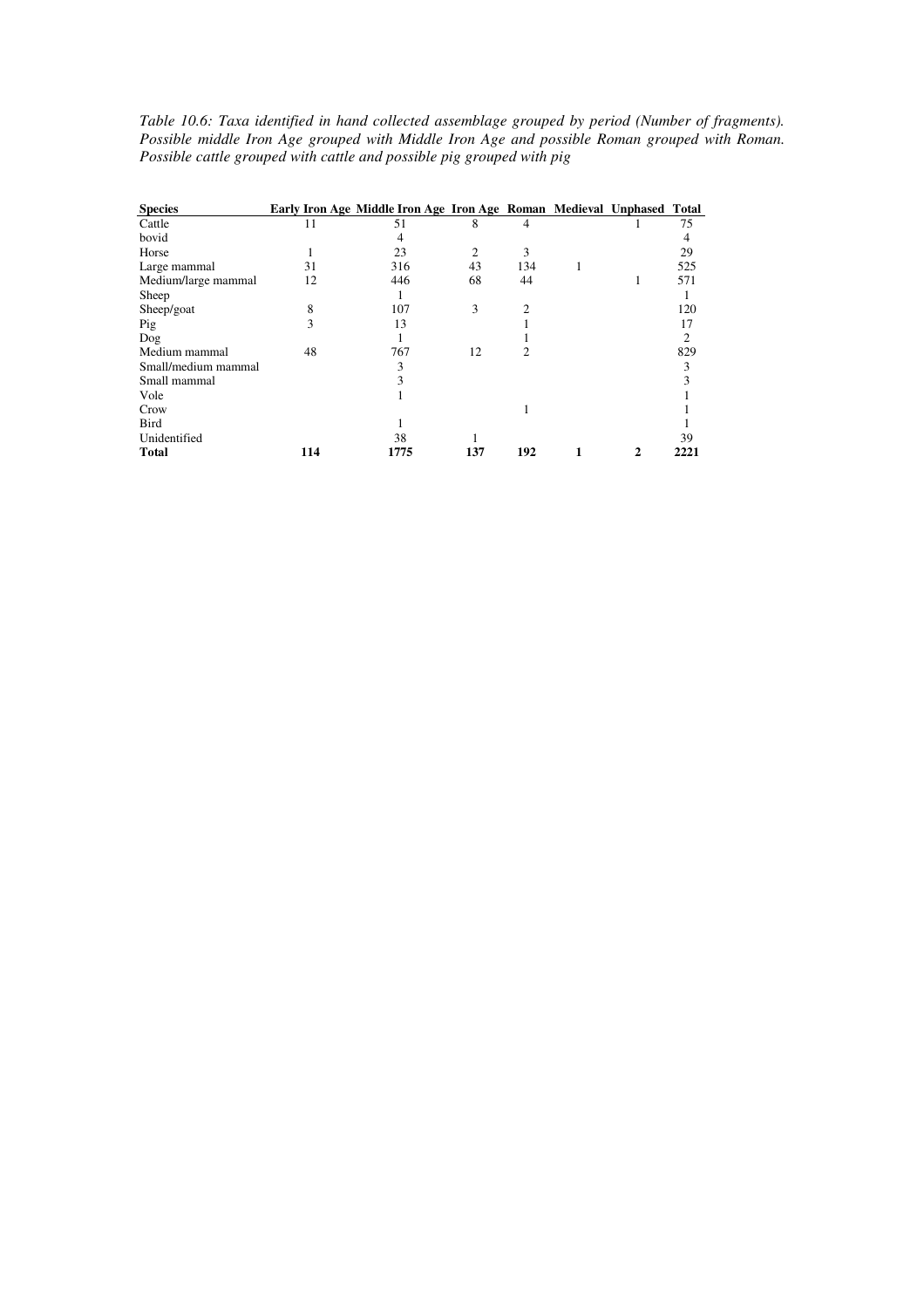*Table 10.6: Taxa identified in hand collected assemblage grouped by period (Number of fragments). Possible middle Iron Age grouped with Middle Iron Age and possible Roman grouped with Roman. Possible cattle grouped with cattle and possible pig grouped with pig*

| Species | Early Iron Age | Middle Iron Age | Iron Age | Roman | Medieval | Unphased | Total |
|---|---|---|---|---|---|---|---|
| Cattle | 11 | 51 | 8 | 4 | | 1 | 75 |
| bovid | | 4 | | | | | 4 |
| Horse | 1 | 23 | 2 | 3 | | | 29 |
| Large mammal | 31 | 316 | 43 | 134 | 1 | | 525 |
| Medium/large mammal | 12 | 446 | 68 | 44 | | 1 | 571 |
| Sheep | | 1 | | | | | 1 |
| Sheep/goat | 8 | 107 | 3 | 2 | | | 120 |
| Pig | 3 | 13 | | 1 | | | 17 |
| Dog | | 1 | | 1 | | | 2 |
| Medium mammal | 48 | 767 | 12 | 2 | | | 829 |
| Small/medium mammal | | 3 | | | | | 3 |
| Small mammal | | 3 | | | | | 3 |
| Vole | | 1 | | | | | 1 |
| Crow | | | | 1 | | | 1 |
| Bird | | 1 | | | | | 1 |
| Unidentified | | 38 | 1 | | | | 39 |
| **Total** | **114** | **1775** | **137** | **192** | **1** | **2** | **2221** |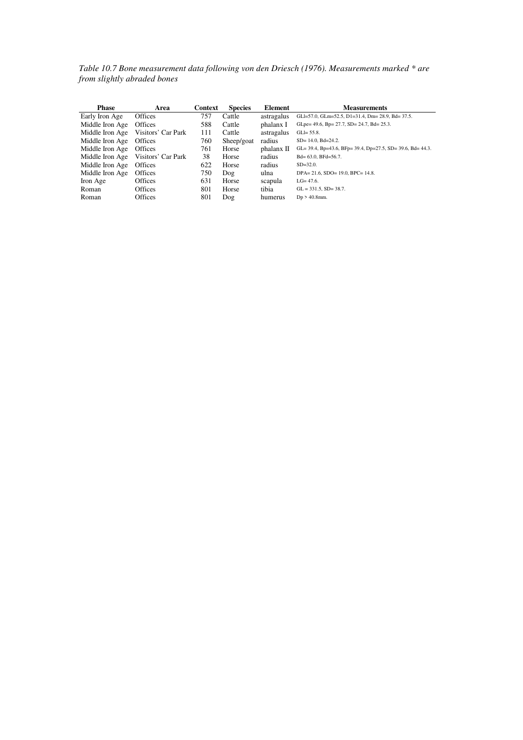*Table 10.7 Bone measurement data following von den Driesch (1976). Measurements marked * are from slightly abraded bones*

| Phase | Area | Context | Species | Element | Measurements |
|---|---|---|---|---|---|
| Early Iron Age | Offices | 757 | Cattle | astragalus | GLl=57.0, GLm=52.5, Dl=31.4, Dm= 28.9, Bd= 37.5. |
| Middle Iron Age | Offices | 588 | Cattle | phalanx I | GLpe= 49.6, Bp= 27.7, SD= 24.7, Bd= 25.3. |
| Middle Iron Age | Visitors' Car Park | 111 | Cattle | astragalus | GLl= 55.8. |
| Middle Iron Age | Offices | 760 | Sheep/goat | radius | SD= 14.0, Bd=24.2. |
| Middle Iron Age | Offices | 761 | Horse | phalanx II | GL= 39.4, Bp=43.6, BFp= 39.4, Dp=27.5, SD= 39.6, Bd= 44.3. |
| Middle Iron Age | Visitors' Car Park | 38 | Horse | radius | Bd= 63.0, BFd=56.7. |
| Middle Iron Age | Offices | 622 | Horse | radius | SD=32.0. |
| Middle Iron Age | Offices | 750 | Dog | ulna | DPA= 21.6, SDO= 19.0, BPC= 14.8. |
| Iron Age | Offices | 631 | Horse | scapula | LG= 47.6. |
| Roman | Offices | 801 | Horse | tibia | GL = 331.5, SD= 38.7. |
| Roman | Offices | 801 | Dog | humerus | Dp > 40.8mm. |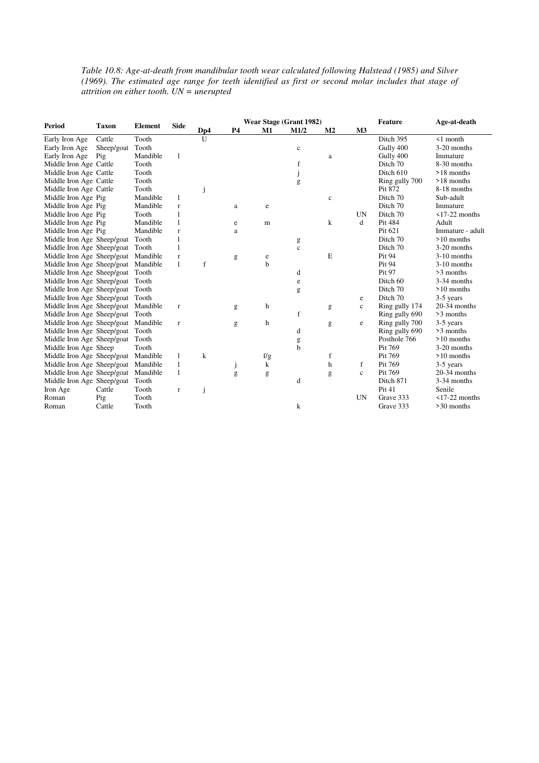*Table 10.8: Age-at-death from mandibular tooth wear calculated following Halstead (1985) and Silver (1969). The estimated age range for teeth identified as first or second molar includes that stage of attrition on either tooth. UN = unerupted*

| Period | Taxon | Element | Side | Wear Stage (Grant 1982) | | | | | | Feature | Age-at-death |
|---|---|---|---|---|---|---|---|---|---|---|---|
| | | | | Dp4 | P4 | M1 | M1/2 | M2 | M3 | | |
| Early Iron Age | Cattle | Tooth | | U | | | | | | Ditch 395 | <1 month |
| Early Iron Age | Sheep/goat | Tooth | | | | | c | | | Gully 400 | 3-20 months |
| Early Iron Age | Pig | Mandible | l | | | | | a | | Gully 400 | Immature |
| Middle Iron Age | Cattle | Tooth | | | | | f | | | Ditch 70 | 8-30 months |
| Middle Iron Age | Cattle | Tooth | | | | | j | | | Ditch 610 | >18 months |
| Middle Iron Age | Cattle | Tooth | | | | | g | | | Ring gully 700 | >18 months |
| Middle Iron Age | Cattle | Tooth | | j | | | | | | Pit 872 | 8-18 months |
| Middle Iron Age | Pig | Mandible | l | | | | | c | | Ditch 70 | Sub-adult |
| Middle Iron Age | Pig | Mandible | r | | a | e | | | | Ditch 70 | Immature |
| Middle Iron Age | Pig | Tooth | l | | | | | | UN | Ditch 70 | <17-22 months |
| Middle Iron Age | Pig | Mandible | l | | e | m | | k | d | Pit 484 | Adult |
| Middle Iron Age | Pig | Mandible | r | | a | | | | | Pit 621 | Immature - adult |
| Middle Iron Age | Sheep/goat | Tooth | l | | | | g | | | Ditch 70 | >10 months |
| Middle Iron Age | Sheep/goat | Tooth | l | | | | c | | | Ditch 70 | 3-20 months |
| Middle Iron Age | Sheep/goat | Mandible | r | | g | e | | E | | Pit 94 | 3-10 months |
| Middle Iron Age | Sheep/goat | Mandible | l | f | | b | | | | Pit 94 | 3-10 months |
| Middle Iron Age | Sheep/goat | Tooth | | | | | d | | | Pit 97 | >3 months |
| Middle Iron Age | Sheep/goat | Tooth | | | | | e | | | Ditch 60 | 3-34 months |
| Middle Iron Age | Sheep/goat | Tooth | | | | | g | | | Ditch 70 | >10 months |
| Middle Iron Age | Sheep/goat | Tooth | | | | | | | e | Ditch 70 | 3-5 years |
| Middle Iron Age | Sheep/goat | Mandible | r | | g | h | | g | c | Ring gully 174 | 20-34 months |
| Middle Iron Age | Sheep/goat | Tooth | | | | | f | | | Ring gully 690 | >3 months |
| Middle Iron Age | Sheep/goat | Mandible | r | | g | h | | g | e | Ring gully 700 | 3-5 years |
| Middle Iron Age | Sheep/goat | Tooth | | | | | d | | | Ring gully 690 | >3 months |
| Middle Iron Age | Sheep/goat | Tooth | | | | | g | | | Posthole 766 | >10 months |
| Middle Iron Age | Sheep | Tooth | | | | | b | | | Pit 769 | 3-20 months |
| Middle Iron Age | Sheep/goat | Mandible | l | k | | f/g | | f | | Pit 769 | >10 months |
| Middle Iron Age | Sheep/goat | Mandible | l | | j | k | | h | f | Pit 769 | 3-5 years |
| Middle Iron Age | Sheep/goat | Mandible | l | | g | g | | g | c | Pit 769 | 20-34 months |
| Middle Iron Age | Sheep/goat | Tooth | | | | | d | | | Ditch 871 | 3-34 months |
| Iron Age | Cattle | Tooth | r | j | | | | | | Pit 41 | Senile |
| Roman | Pig | Tooth | | | | | | | UN | Grave 333 | <17-22 months |
| Roman | Cattle | Tooth | | | | | k | | | Grave 333 | >30 months |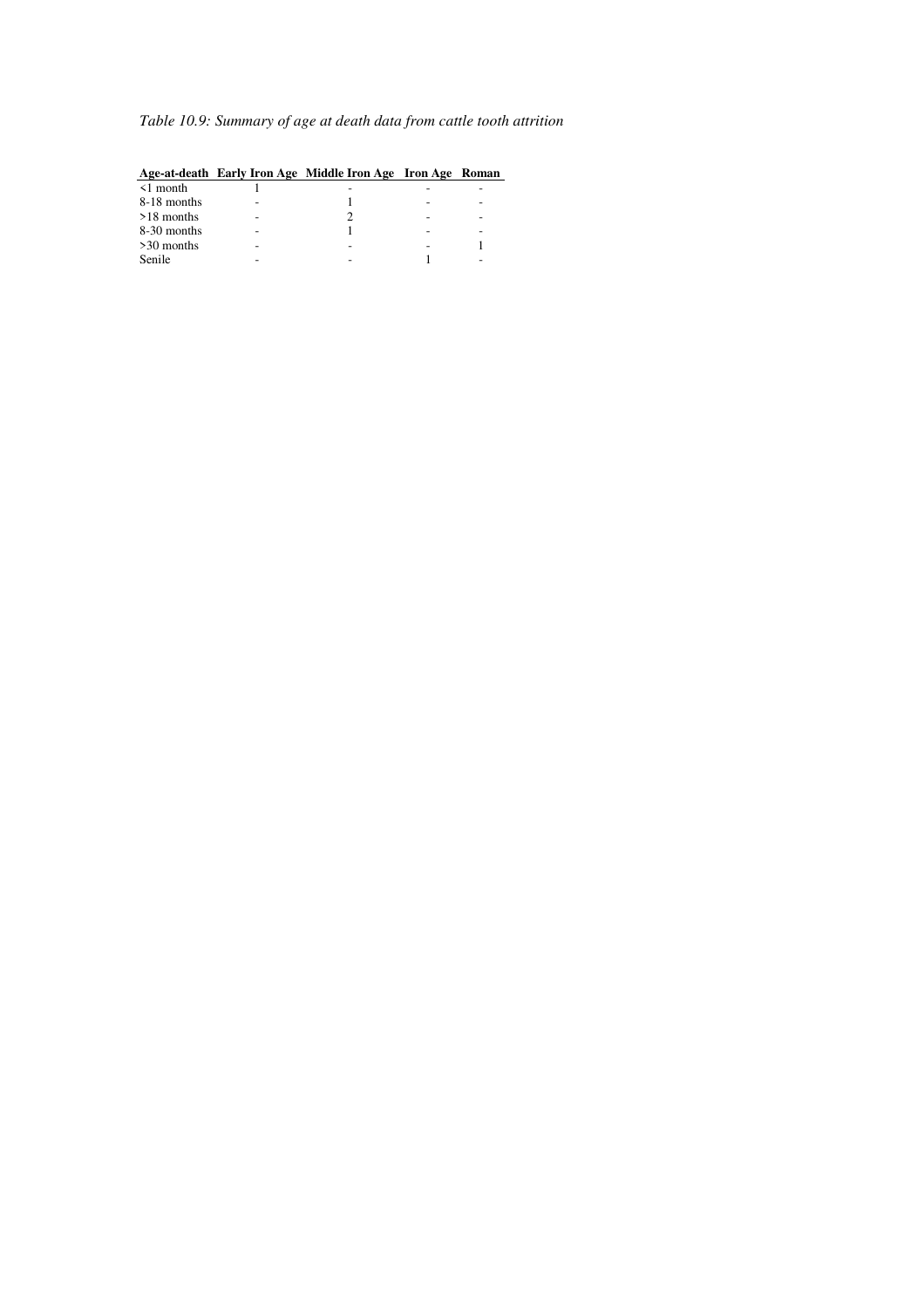*Table 10.9: Summary of age at death data from cattle tooth attrition*

| Age-at-death | Early Iron Age | Middle Iron Age | Iron Age | Roman |
|---|---|---|---|---|
| <1 month | 1 | - | - | - |
| 8-18 months | - | 1 | - | - |
| >18 months | - | 2 | - | - |
| 8-30 months | - | 1 | - | - |
| >30 months | - | - | - | 1 |
| Senile | - | - | 1 | - |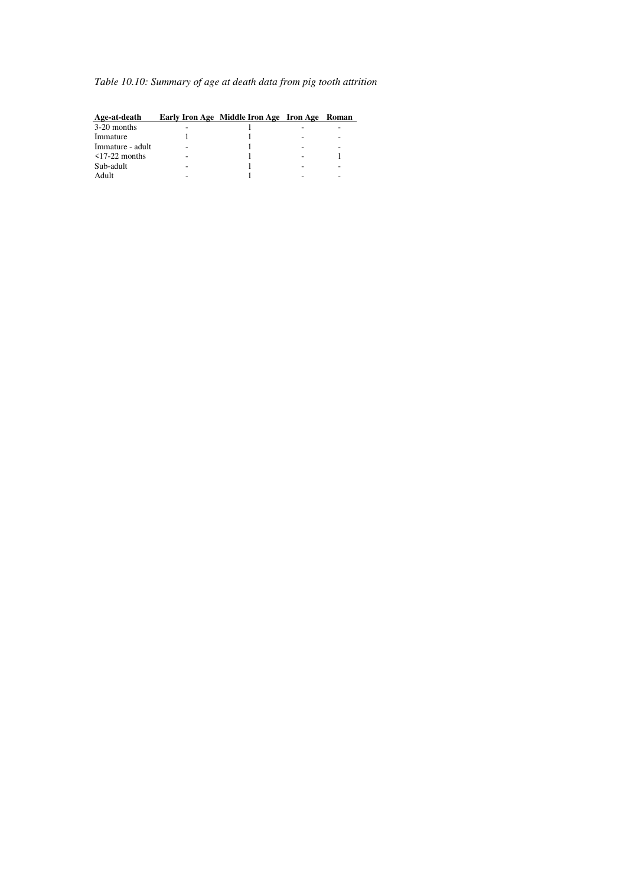*Table 10.10: Summary of age at death data from pig tooth attrition*

| Age-at-death | Early Iron Age | Middle Iron Age | Iron Age | Roman |
|---|---|---|---|---|
| 3-20 months | - | 1 | - | - |
| Immature | 1 | 1 | - | - |
| Immature - adult | - | 1 | - | - |
| <17-22 months | - | 1 | - | 1 |
| Sub-adult | - | 1 | - | - |
| Adult | - | 1 | - | - |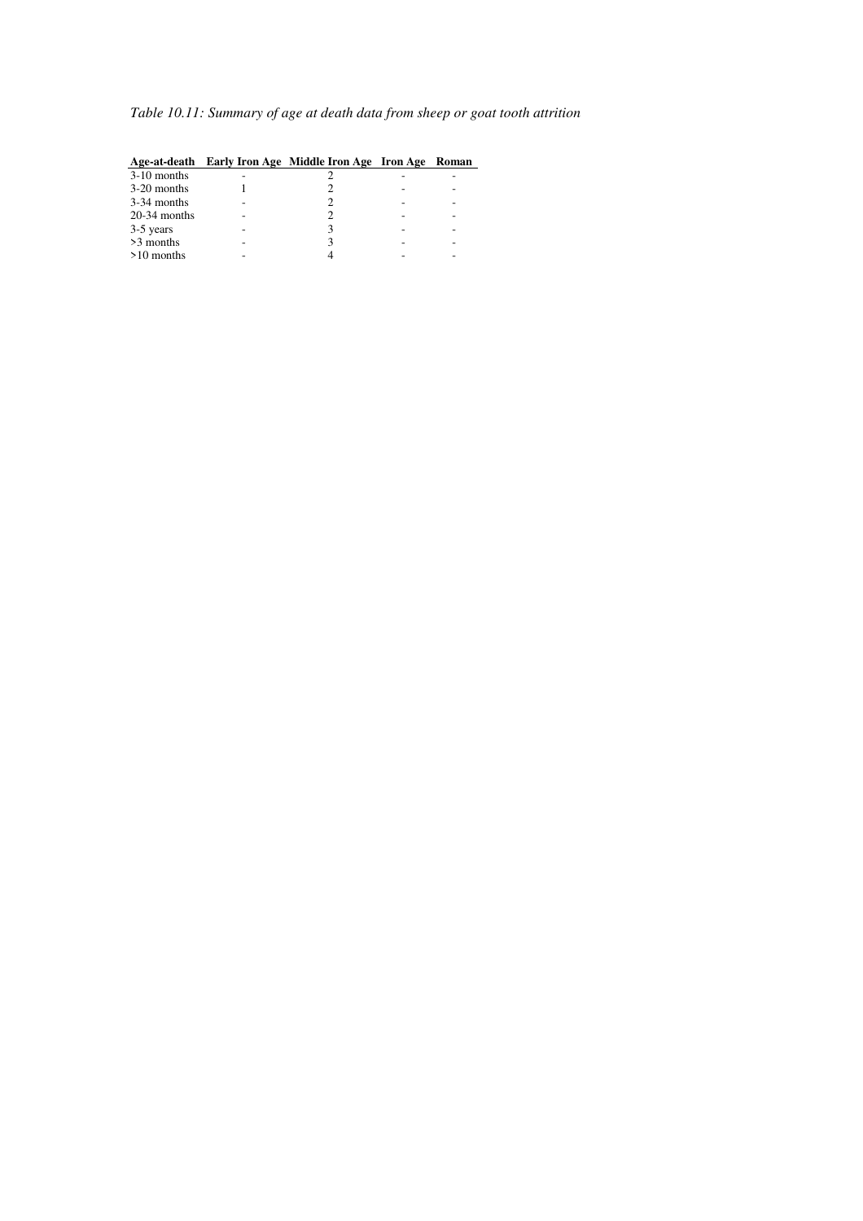*Table 10.11: Summary of age at death data from sheep or goat tooth attrition*

| Age-at-death | Early Iron Age | Middle Iron Age | Iron Age | Roman |
|---|---|---|---|---|
| 3-10 months | - | 2 | - | - |
| 3-20 months | 1 | 2 | - | - |
| 3-34 months | - | 2 | - | - |
| 20-34 months | - | 2 | - | - |
| 3-5 years | - | 3 | - | - |
| >3 months | - | 3 | - | - |
| >10 months | - | 4 | - | - |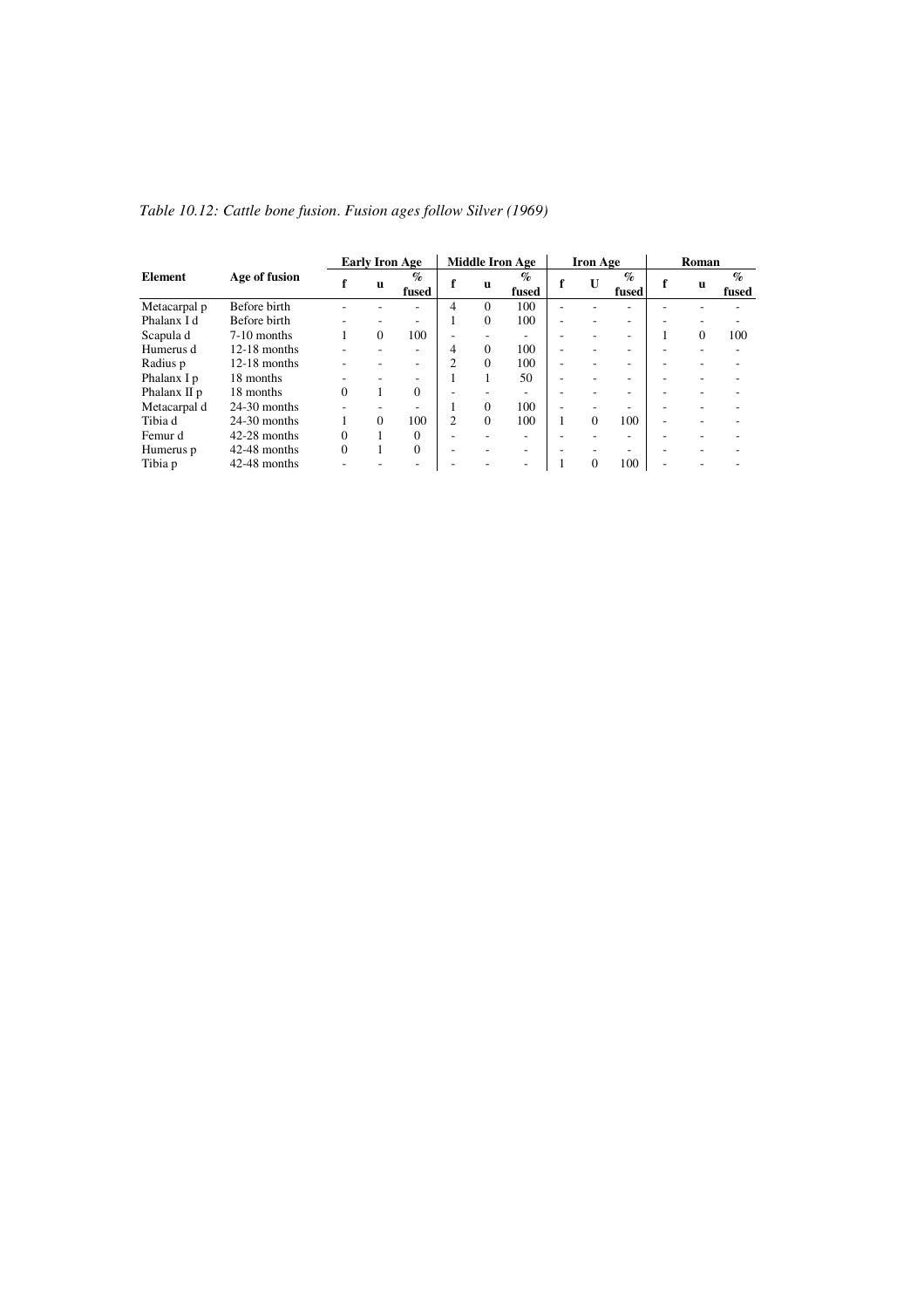*Table 10.12: Cattle bone fusion. Fusion ages follow Silver (1969)*

| Element | Age of fusion | Early Iron Age | | | Middle Iron Age | | | Iron Age | | | Roman | | |
|---|---|---|---|---|---|---|---|---|---|---|---|---|---|
| | | f | u | % fused | f | u | % fused | f | U | % fused | f | u | % fused |
| Metacarpal p | Before birth | - | - | - | 4 | 0 | 100 | - | - | - | - | - | - |
| Phalanx I d | Before birth | - | - | - | 1 | 0 | 100 | - | - | - | - | - | - |
| Scapula d | 7-10 months | 1 | 0 | 100 | - | - | - | - | - | - | 1 | 0 | 100 |
| Humerus d | 12-18 months | - | - | - | 4 | 0 | 100 | - | - | - | - | - | - |
| Radius p | 12-18 months | - | - | - | 2 | 0 | 100 | - | - | - | - | - | - |
| Phalanx I p | 18 months | - | - | - | 1 | 1 | 50 | - | - | - | - | - | - |
| Phalanx II p | 18 months | 0 | 1 | 0 | - | - | - | - | - | - | - | - | - |
| Metacarpal d | 24-30 months | - | - | - | 1 | 0 | 100 | - | - | - | - | - | - |
| Tibia d | 24-30 months | 1 | 0 | 100 | 2 | 0 | 100 | 1 | 0 | 100 | - | - | - |
| Femur d | 42-28 months | 0 | 1 | 0 | - | - | - | - | - | - | - | - | - |
| Humerus p | 42-48 months | 0 | 1 | 0 | - | - | - | - | - | - | - | - | - |
| Tibia p | 42-48 months | - | - | - | - | - | - | 1 | 0 | 100 | - | - | - |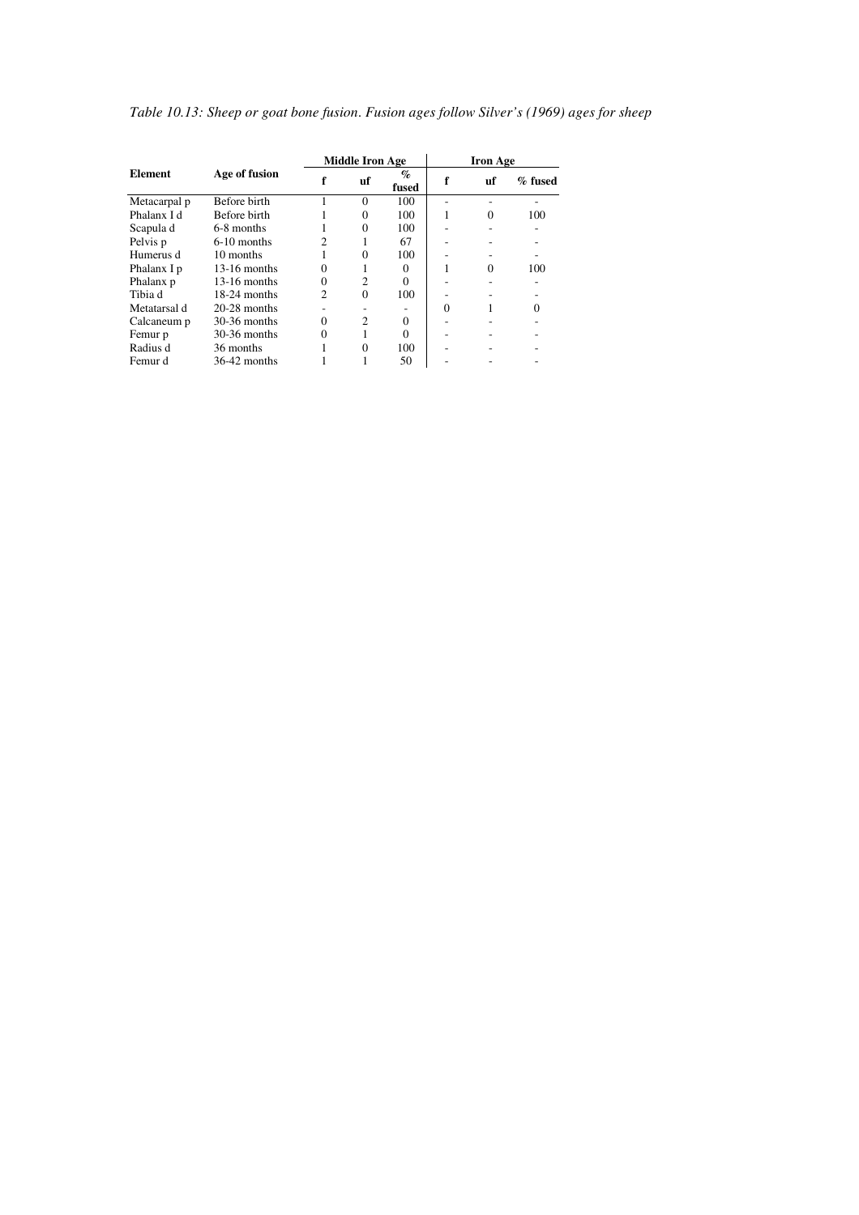*Table 10.13: Sheep or goat bone fusion. Fusion ages follow Silver's (1969) ages for sheep*

| Element | Age of fusion | Middle Iron Age | | | Iron Age | | |
|---|---|---|---|---|---|---|---|
| | | f | uf | % fused | f | uf | % fused |
| Metacarpal p | Before birth | 1 | 0 | 100 | - | - | - |
| Phalanx I d | Before birth | 1 | 0 | 100 | 1 | 0 | 100 |
| Scapula d | 6-8 months | 1 | 0 | 100 | - | - | - |
| Pelvis p | 6-10 months | 2 | 1 | 67 | - | - | - |
| Humerus d | 10 months | 1 | 0 | 100 | - | - | - |
| Phalanx I p | 13-16 months | 0 | 1 | 0 | 1 | 0 | 100 |
| Phalanx p | 13-16 months | 0 | 2 | 0 | - | - | - |
| Tibia d | 18-24 months | 2 | 0 | 100 | - | - | - |
| Metatarsal d | 20-28 months | - | - | - | 0 | 1 | 0 |
| Calcaneum p | 30-36 months | 0 | 2 | 0 | - | - | - |
| Femur p | 30-36 months | 0 | 1 | 0 | - | - | - |
| Radius d | 36 months | 1 | 0 | 100 | - | - | - |
| Femur d | 36-42 months | 1 | 1 | 50 | - | - | - |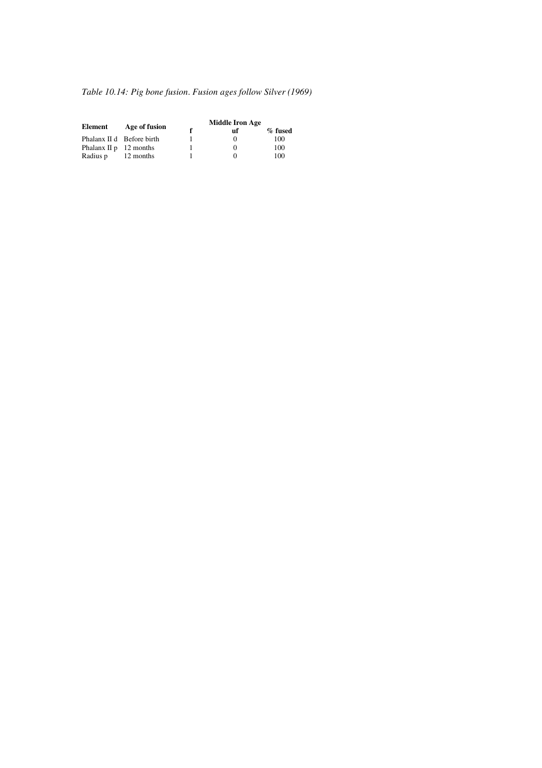*Table 10.14: Pig bone fusion. Fusion ages follow Silver (1969)*

| Element | Age of fusion | Middle Iron Age | | |
|---|---|---|---|---|
| | | **f** | **uf** | **% fused** |
| Phalanx II d | Before birth | 1 | 0 | 100 |
| Phalanx II p | 12 months | 1 | 0 | 100 |
| Radius p | 12 months | 1 | 0 | 100 |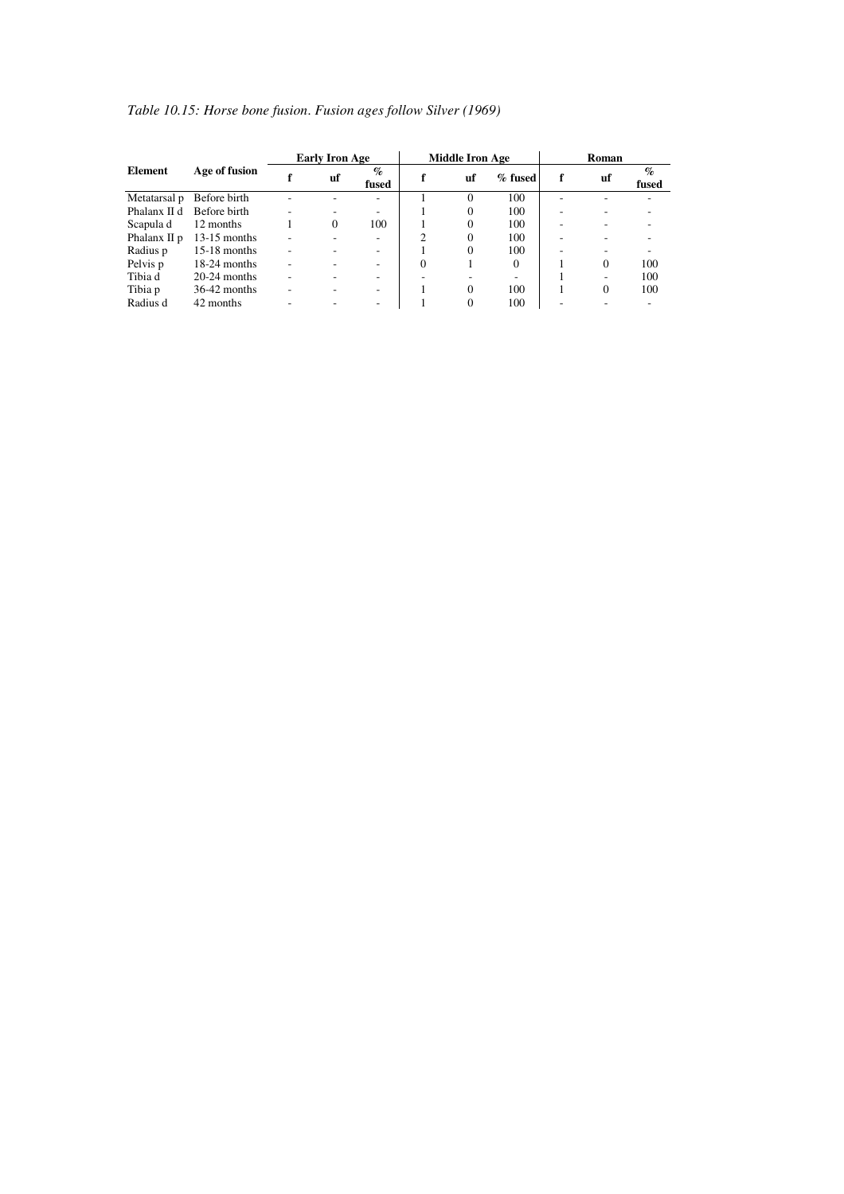*Table 10.15: Horse bone fusion. Fusion ages follow Silver (1969)*

| Element | Age of fusion | Early Iron Age | | | Middle Iron Age | | | Roman | | |
|---|---|---|---|---|---|---|---|---|---|---|
| | | f | uf | % fused | f | uf | % fused | f | uf | % fused |
| Metatarsal p | Before birth | - | - | - | 1 | 0 | 100 | - | - | - |
| Phalanx II d | Before birth | - | - | - | 1 | 0 | 100 | - | - | - |
| Scapula d | 12 months | 1 | 0 | 100 | 1 | 0 | 100 | - | - | - |
| Phalanx II p | 13-15 months | - | - | - | 2 | 0 | 100 | - | - | - |
| Radius p | 15-18 months | - | - | - | 1 | 0 | 100 | - | - | - |
| Pelvis p | 18-24 months | - | - | - | 0 | 1 | 0 | 1 | 0 | 100 |
| Tibia d | 20-24 months | - | - | - | - | - | - | 1 | - | 100 |
| Tibia p | 36-42 months | - | - | - | 1 | 0 | 100 | 1 | 0 | 100 |
| Radius d | 42 months | - | - | - | 1 | 0 | 100 | - | - | - |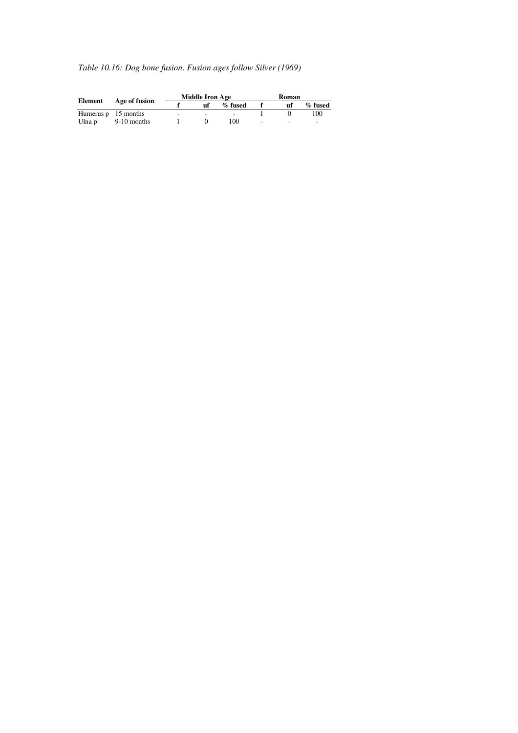*Table 10.16: Dog bone fusion. Fusion ages follow Silver (1969)*

| Element | Age of fusion | Middle Iron Age | | | Roman | | |
|---|---|---|---|---|---|---|---|
| | | f | uf | % fused | f | uf | % fused |
| Humerus p | 15 months | - | - | - | 1 | 0 | 100 |
| Ulna p | 9-10 months | 1 | 0 | 100 | - | - | - |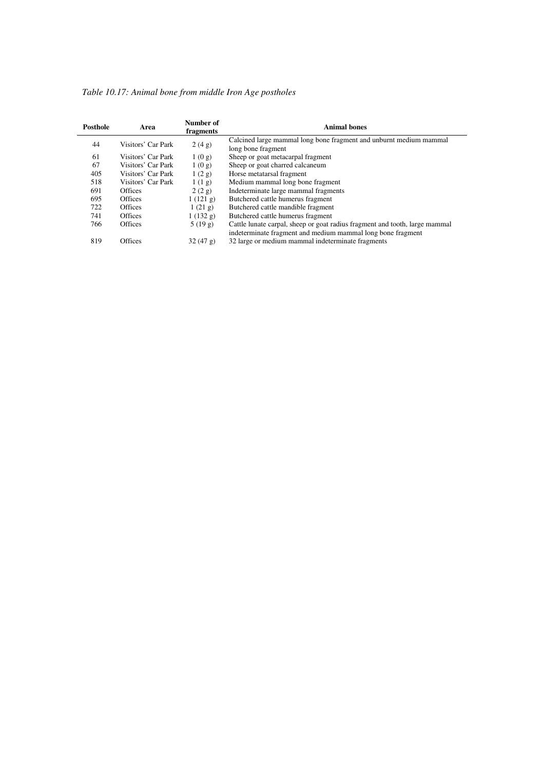*Table 10.17: Animal bone from middle Iron Age postholes*

| Posthole | Area | Number of fragments | Animal bones |
|---|---|---|---|
| 44 | Visitors' Car Park | 2 (4 g) | Calcined large mammal long bone fragment and unburnt medium mammal long bone fragment |
| 61 | Visitors' Car Park | 1 (0 g) | Sheep or goat metacarpal fragment |
| 67 | Visitors' Car Park | 1 (0 g) | Sheep or goat charred calcaneum |
| 405 | Visitors' Car Park | 1 (2 g) | Horse metatarsal fragment |
| 518 | Visitors' Car Park | 1 (1 g) | Medium mammal long bone fragment |
| 691 | Offices | 2 (2 g) | Indeterminate large mammal fragments |
| 695 | Offices | 1 (121 g) | Butchered cattle humerus fragment |
| 722 | Offices | 1 (21 g) | Butchered cattle mandible fragment |
| 741 | Offices | 1 (132 g) | Butchered cattle humerus fragment |
| 766 | Offices | 5 (19 g) | Cattle lunate carpal, sheep or goat radius fragment and tooth, large mammal indeterminate fragment and medium mammal long bone fragment |
| 819 | Offices | 32 (47 g) | 32 large or medium mammal indeterminate fragments |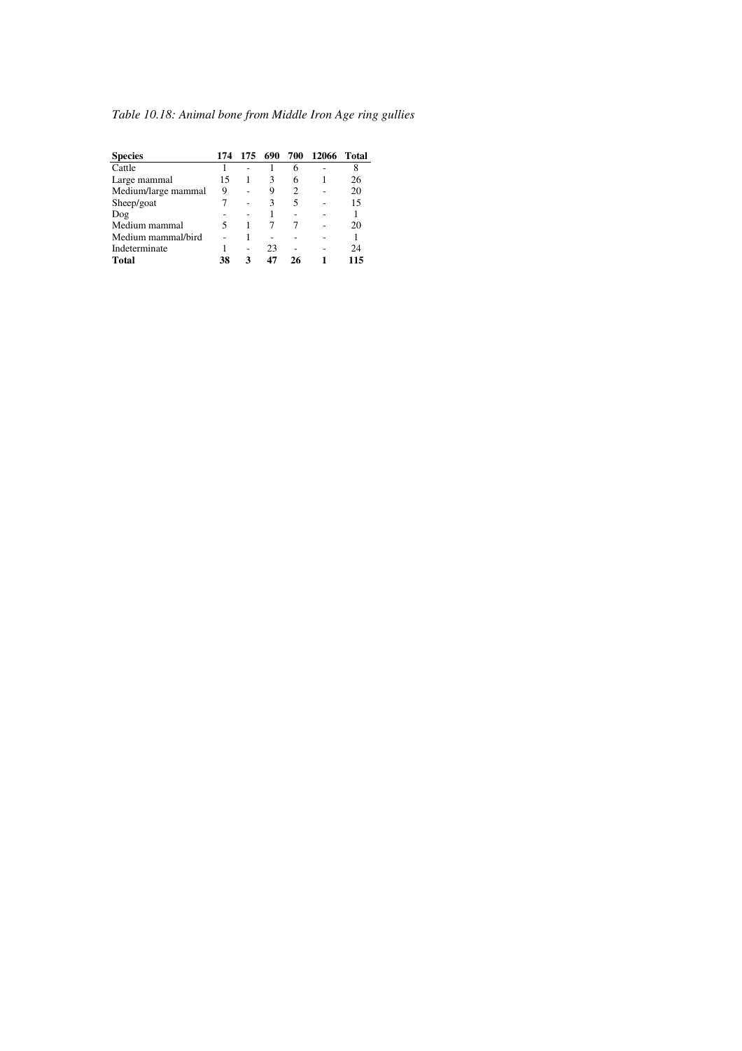*Table 10.18: Animal bone from Middle Iron Age ring gullies*

| **Species** | **174** | **175** | **690** | **700** | **12066** | **Total** |
|---|---|---|---|---|---|---|
| Cattle | 1 | - | 1 | 6 | - | 8 |
| Large mammal | 15 | 1 | 3 | 6 | 1 | 26 |
| Medium/large mammal | 9 | - | 9 | 2 | - | 20 |
| Sheep/goat | 7 | - | 3 | 5 | - | 15 |
| Dog | - | - | 1 | - | - | 1 |
| Medium mammal | 5 | 1 | 7 | 7 | - | 20 |
| Medium mammal/bird | - | 1 | - | - | - | 1 |
| Indeterminate | 1 | - | 23 | - | - | 24 |
| **Total** | **38** | **3** | **47** | **26** | **1** | **115** |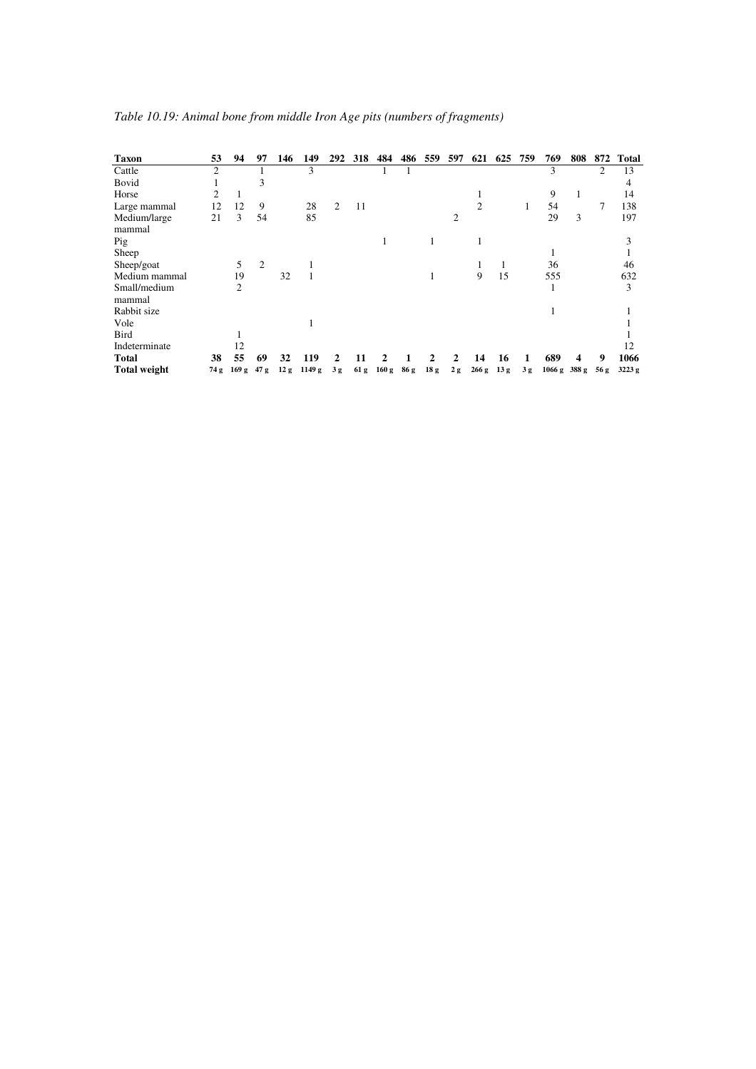*Table 10.19: Animal bone from middle Iron Age pits (numbers of fragments)*

| Taxon | 53 | 94 | 97 | 146 | 149 | 292 | 318 | 484 | 486 | 559 | 597 | 621 | 625 | 759 | 769 | 808 | 872 | Total |
|---|---|---|---|---|---|---|---|---|---|---|---|---|---|---|---|---|---|---|
| Cattle | 2 | | 1 | | 3 | | | 1 | 1 | | | | | | 3 | | 2 | 13 |
| Bovid | 1 | | 3 | | | | | | | | | | | | | | | 4 |
| Horse | 2 | 1 | | | | | | | | | | 1 | | | 9 | 1 | | 14 |
| Large mammal | 12 | 12 | 9 | | 28 | 2 | 11 | | | | | 2 | | 1 | 54 | | 7 | 138 |
| Medium/large mammal | 21 | 3 | 54 | | 85 | | | | | | 2 | | | | 29 | 3 | | 197 |
| Pig | | | | | | | | 1 | | 1 | | 1 | | | | | | 3 |
| Sheep | | | | | | | | | | | | | | | 1 | | | 1 |
| Sheep/goat | | 5 | 2 | | 1 | | | | | | | 1 | 1 | | 36 | | | 46 |
| Medium mammal | | 19 | | 32 | 1 | | | | | 1 | | 9 | 15 | | 555 | | | 632 |
| Small/medium mammal | | 2 | | | | | | | | | | | | | 1 | | | 3 |
| Rabbit size | | | | | | | | | | | | | | | 1 | | | 1 |
| Vole | | | | | 1 | | | | | | | | | | | | | 1 |
| Bird | | 1 | | | | | | | | | | | | | | | | 1 |
| Indeterminate | | 12 | | | | | | | | | | | | | | | | 12 |
| **Total** | **38** | **55** | **69** | **32** | **119** | **2** | **11** | **2** | **1** | **2** | **2** | **14** | **16** | **1** | **689** | **4** | **9** | **1066** |
| **Total weight** | **74 g** | **169 g** | **47 g** | **12 g** | **1149 g** | **3 g** | **61 g** | **160 g** | **86 g** | **18 g** | **2 g** | **266 g** | **13 g** | **3 g** | **1066 g** | **388 g** | **56 g** | **3223 g** |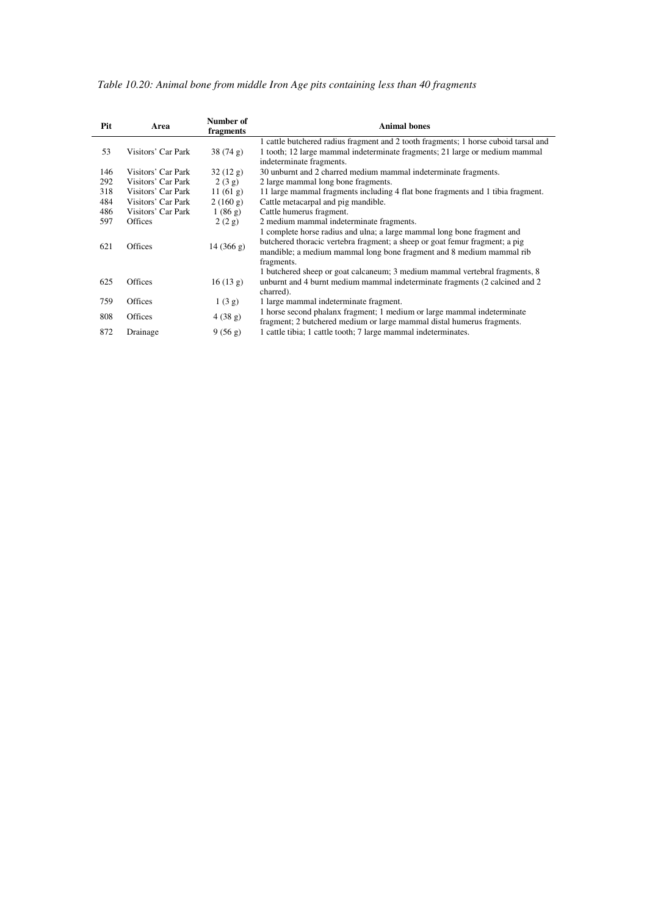*Table 10.20: Animal bone from middle Iron Age pits containing less than 40 fragments*

| Pit | Area | Number of fragments | Animal bones |
|---|---|---|---|
| 53 | Visitors' Car Park | 38 (74 g) | 1 cattle butchered radius fragment and 2 tooth fragments; 1 horse cuboid tarsal and 1 tooth; 12 large mammal indeterminate fragments; 21 large or medium mammal indeterminate fragments. |
| 146 | Visitors' Car Park | 32 (12 g) | 30 unburnt and 2 charred medium mammal indeterminate fragments. |
| 292 | Visitors' Car Park | 2 (3 g) | 2 large mammal long bone fragments. |
| 318 | Visitors' Car Park | 11 (61 g) | 11 large mammal fragments including 4 flat bone fragments and 1 tibia fragment. |
| 484 | Visitors' Car Park | 2 (160 g) | Cattle metacarpal and pig mandible. |
| 486 | Visitors' Car Park | 1 (86 g) | Cattle humerus fragment. |
| 597 | Offices | 2 (2 g) | 2 medium mammal indeterminate fragments. |
| 621 | Offices | 14 (366 g) | 1 complete horse radius and ulna; a large mammal long bone fragment and butchered thoracic vertebra fragment; a sheep or goat femur fragment; a pig mandible; a medium mammal long bone fragment and 8 medium mammal rib fragments. |
| 625 | Offices | 16 (13 g) | 1 butchered sheep or goat calcaneum; 3 medium mammal vertebral fragments, 8 unburnt and 4 burnt medium mammal indeterminate fragments (2 calcined and 2 charred). |
| 759 | Offices | 1 (3 g) | 1 large mammal indeterminate fragment. |
| 808 | Offices | 4 (38 g) | 1 horse second phalanx fragment; 1 medium or large mammal indeterminate fragment; 2 butchered medium or large mammal distal humerus fragments. |
| 872 | Drainage | 9 (56 g) | 1 cattle tibia; 1 cattle tooth; 7 large mammal indeterminates. |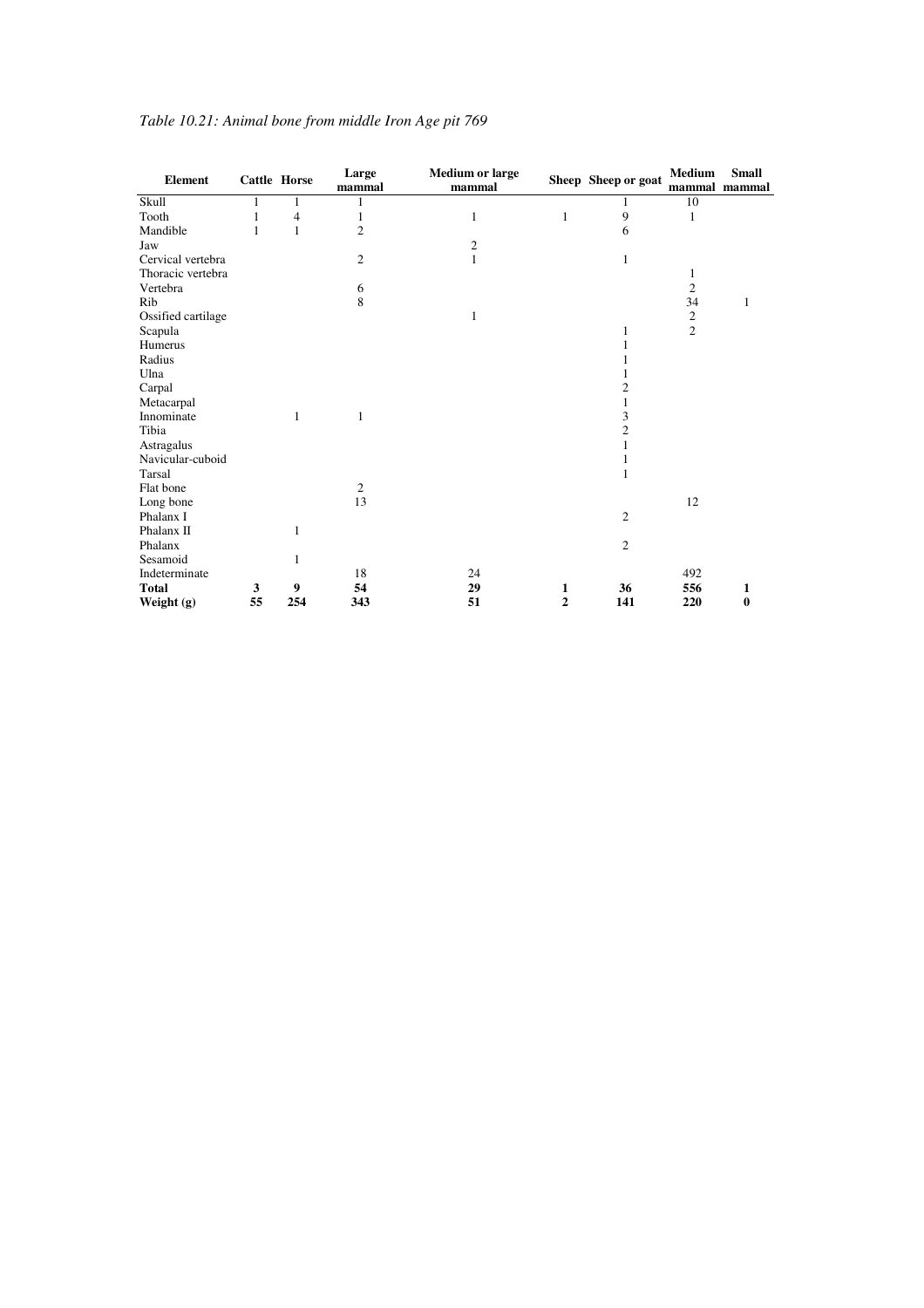*Table 10.21: Animal bone from middle Iron Age pit 769*

| Element | Cattle | Horse | Large mammal | Medium or large mammal | Sheep | Sheep or goat | Medium mammal | Small mammal |
|---|---|---|---|---|---|---|---|---|
| Skull | 1 | 1 | 1 | | | 1 | 10 | |
| Tooth | 1 | 4 | 1 | 1 | 1 | 9 | 1 | |
| Mandible | 1 | 1 | 2 | | | 6 | | |
| Jaw | | | | 2 | | | | |
| Cervical vertebra | | | 2 | 1 | | 1 | | |
| Thoracic vertebra | | | | | | | 1 | |
| Vertebra | | | 6 | | | | 2 | |
| Rib | | | 8 | | | | 34 | 1 |
| Ossified cartilage | | | | 1 | | | 2 | |
| Scapula | | | | | | 1 | 2 | |
| Humerus | | | | | | 1 | | |
| Radius | | | | | | 1 | | |
| Ulna | | | | | | 1 | | |
| Carpal | | | | | | 2 | | |
| Metacarpal | | | | | | 1 | | |
| Innominate | | 1 | 1 | | | 3 | | |
| Tibia | | | | | | 2 | | |
| Astragalus | | | | | | 1 | | |
| Navicular-cuboid | | | | | | 1 | | |
| Tarsal | | | | | | 1 | | |
| Flat bone | | | 2 | | | | | |
| Long bone | | | 13 | | | | 12 | |
| Phalanx I | | | | | | 2 | | |
| Phalanx II | | 1 | | | | | | |
| Phalanx | | | | | | 2 | | |
| Sesamoid | | 1 | | | | | | |
| Indeterminate | | | 18 | 24 | | | 492 | |
| **Total** | **3** | **9** | **54** | **29** | **1** | **36** | **556** | **1** |
| **Weight (g)** | **55** | **254** | **343** | **51** | **2** | **141** | **220** | **0** |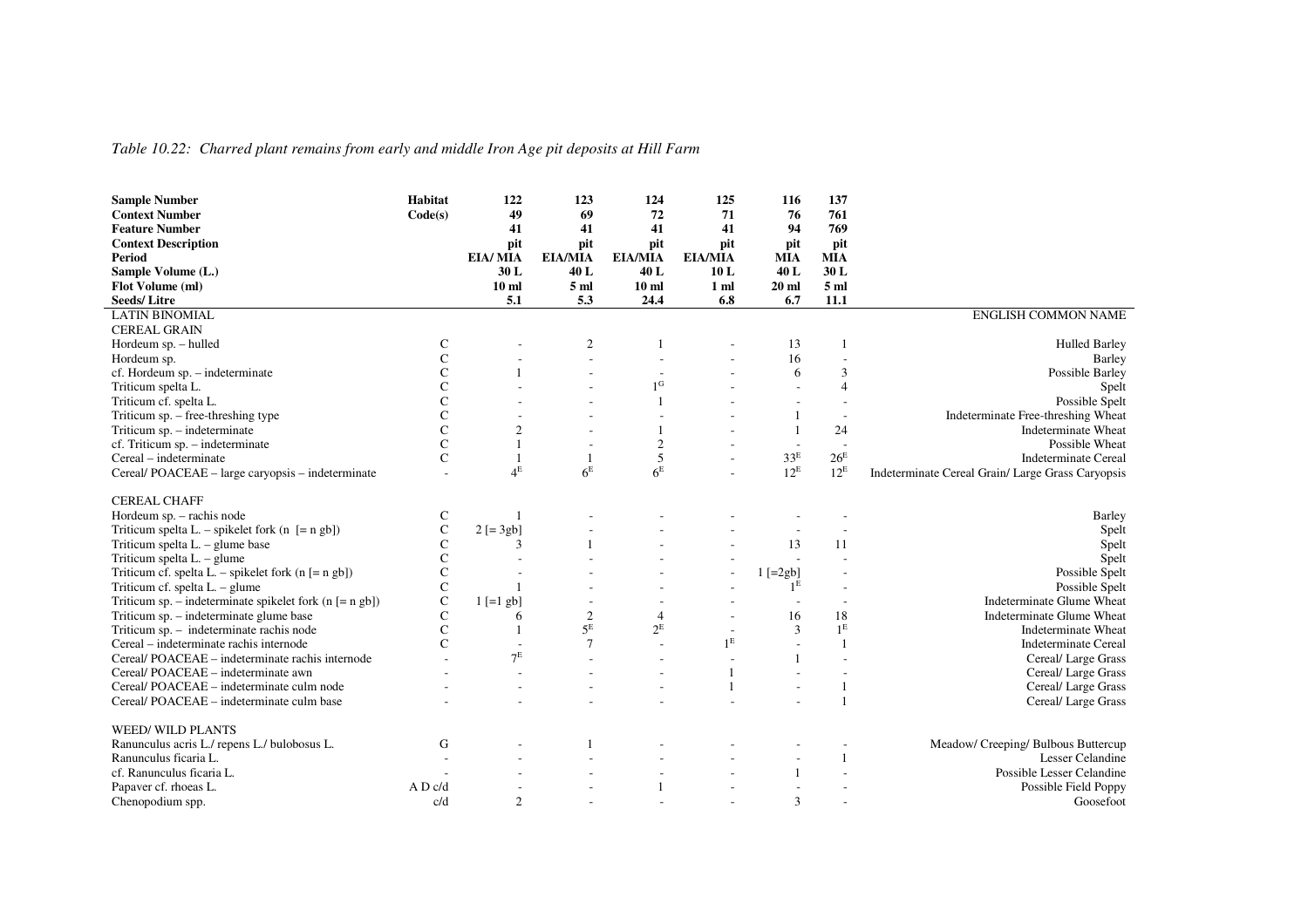*Table 10.22: Charred plant remains from early and middle Iron Age pit deposits at Hill Farm*

| **Sample Number** | **Habitat** | **122** | **123** | **124** | **125** | **116** | **137** | |
|---|---|---|---|---|---|---|---|---|
| **Context Number** | **Code(s)** | **49** | **69** | **72** | **71** | **76** | **761** | |
| **Feature Number** | | **41** | **41** | **41** | **41** | **94** | **769** | |
| **Context Description** | | **pit** | **pit** | **pit** | **pit** | **pit** | **pit** | |
| **Period** | | **EIA/ MIA** | **EIA/MIA** | **EIA/MIA** | **EIA/MIA** | **MIA** | **MIA** | |
| **Sample Volume (L.)** | | **30 L** | **40 L** | **40 L** | **10 L** | **40 L** | **30 L** | |
| **Flot Volume (ml)** | | **10 ml** | **5 ml** | **10 ml** | **1 ml** | **20 ml** | **5 ml** | |
| **Seeds/ Litre** | | **5.1** | **5.3** | **24.4** | **6.8** | **6.7** | **11.1** | |
| LATIN BINOMIAL | | | | | | | | ENGLISH COMMON NAME |
| CEREAL GRAIN | | | | | | | | |
| Hordeum sp. – hulled | C | - | 2 | 1 | - | 13 | 1 | Hulled Barley |
| Hordeum sp. | C | - | - | - | - | 16 | - | Barley |
| cf. Hordeum sp. – indeterminate | C | 1 | - | - | - | 6 | 3 | Possible Barley |
| Triticum spelta L. | C | - | - | 1[G] | - | - | 4 | Spelt |
| Triticum cf. spelta L. | C | - | - | 1 | - | - | - | Possible Spelt |
| Triticum sp. – free-threshing type | C | - | - | - | - | 1 | - | Indeterminate Free-threshing Wheat |
| Triticum sp. – indeterminate | C | 2 | - | 1 | - | 1 | 24 | Indeterminate Wheat |
| cf. Triticum sp. – indeterminate | C | 1 | - | 2 | - | - | - | Possible Wheat |
| Cereal – indeterminate | C | 1 | 1 | 5 | - | 33[E] | 26[E] | Indeterminate Cereal |
| Cereal/ POACEAE – large caryopsis – indeterminate | - | 4[E] | 6[E] | 6[E] | - | 12[E] | 12[E] | Indeterminate Cereal Grain/ Large Grass Caryopsis |
| CEREAL CHAFF | | | | | | | | |
| Hordeum sp. – rachis node | C | 1 | - | - | - | - | - | Barley |
| Triticum spelta L. – spikelet fork (n [= n gb]) | C | 2 [= 3gb] | - | - | - | - | - | Spelt |
| Triticum spelta L. – glume base | C | 3 | 1 | - | - | 13 | 11 | Spelt |
| Triticum spelta L. – glume | C | - | - | - | - | - | - | Spelt |
| Triticum cf. spelta L. – spikelet fork (n [= n gb]) | C | - | - | - | - | 1 [=2gb] | - | Possible Spelt |
| Triticum cf. spelta L. – glume | C | 1 | - | - | - | 1[E] | - | Possible Spelt |
| Triticum sp. – indeterminate spikelet fork (n [= n gb]) | C | 1 [=1 gb] | - | - | - | - | - | Indeterminate Glume Wheat |
| Triticum sp. – indeterminate glume base | C | 6 | 2 | 4 | - | 16 | 18 | Indeterminate Glume Wheat |
| Triticum sp. – indeterminate rachis node | C | 1 | 5[E] | 2[E] | - | 3 | 1[E] | Indeterminate Wheat |
| Cereal – indeterminate rachis internode | C | - | 7 | - | 1[E] | - | 1 | Indeterminate Cereal |
| Cereal/ POACEAE – indeterminate rachis internode | - | 7[E] | - | - | - | 1 | - | Cereal/ Large Grass |
| Cereal/ POACEAE – indeterminate awn | - | - | - | - | 1 | - | - | Cereal/ Large Grass |
| Cereal/ POACEAE – indeterminate culm node | - | - | - | - | 1 | - | 1 | Cereal/ Large Grass |
| Cereal/ POACEAE – indeterminate culm base | - | - | - | - | - | - | 1 | Cereal/ Large Grass |
| WEED/ WILD PLANTS | | | | | | | | |
| Ranunculus acris L./ repens L./ bulobosus L. | G | - | 1 | - | - | - | - | Meadow/ Creeping/ Bulbous Buttercup |
| Ranunculus ficaria L. | - | - | - | - | - | - | 1 | Lesser Celandine |
| cf. Ranunculus ficaria L. | - | - | - | - | - | 1 | - | Possible Lesser Celandine |
| Papaver cf. rhoeas L. | A D c/d | - | - | 1 | - | - | - | Possible Field Poppy |
| Chenopodium spp. | c/d | 2 | - | - | - | 3 | - | Goosefoot |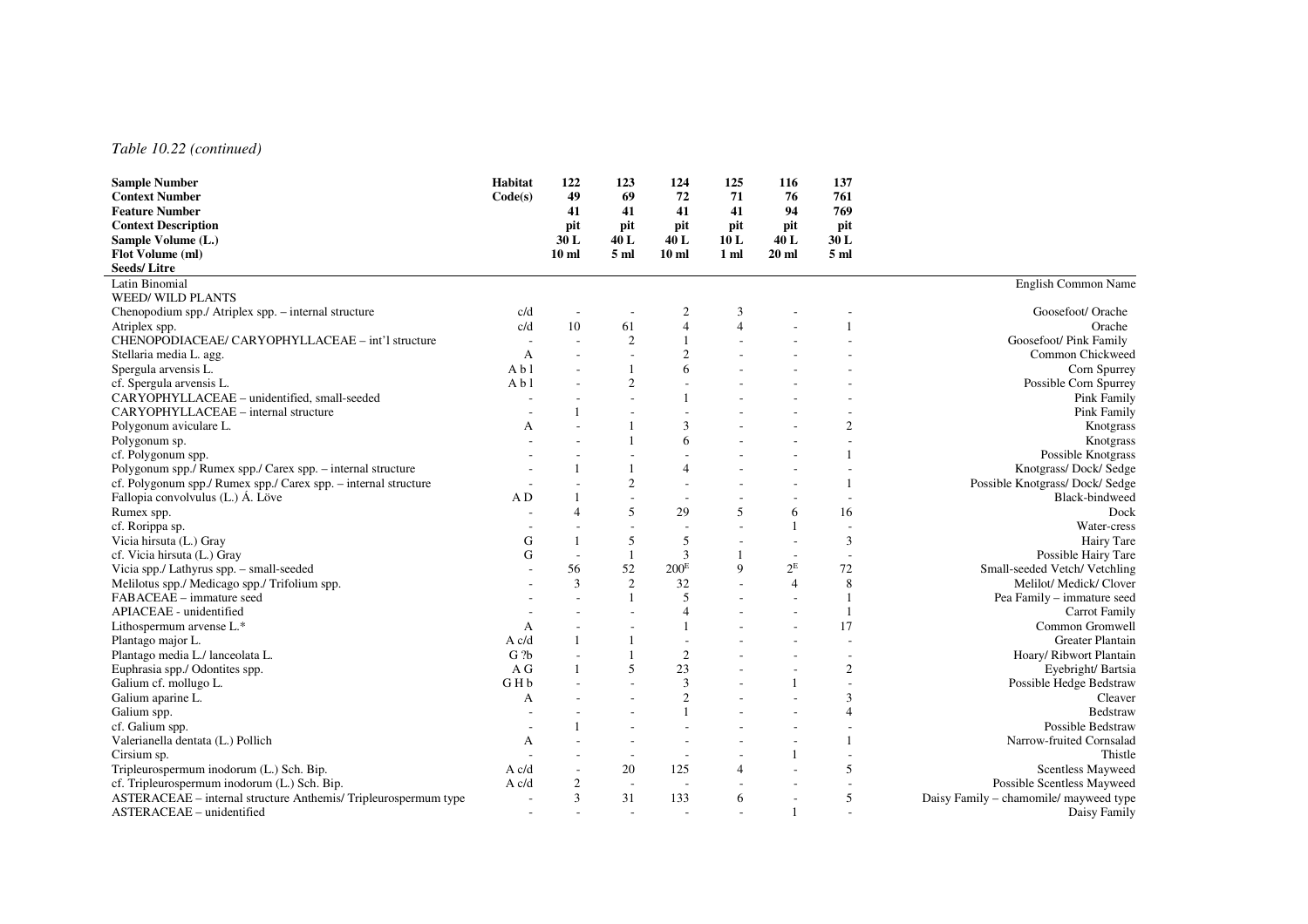*Table 10.22 (continued)*

| **Sample Number** | **Habitat** | **122** | **123** | **124** | **125** | **116** | **137** | |
|---|---|---|---|---|---|---|---|---|
| **Context Number** | **Code(s)** | **49** | **69** | **72** | **71** | **76** | **761** | |
| **Feature Number** | | **41** | **41** | **41** | **41** | **94** | **769** | |
| **Context Description** | | **pit** | **pit** | **pit** | **pit** | **pit** | **pit** | |
| **Sample Volume (L.)** | | **30 L** | **40 L** | **40 L** | **10 L** | **40 L** | **30 L** | |
| **Flot Volume (ml)** | | **10 ml** | **5 ml** | **10 ml** | **1 ml** | **20 ml** | **5 ml** | |
| **Seeds/ Litre** | | | | | | | | |
| Latin Binomial | | | | | | | | English Common Name |
| WEED/ WILD PLANTS | | | | | | | | |
| Chenopodium spp./ Atriplex spp. – internal structure | c/d | - | - | 2 | 3 | - | - | Goosefoot/ Orache |
| Atriplex spp. | c/d | 10 | 61 | 4 | 4 | - | 1 | Orache |
| CHENOPODIACEAE/ CARYOPHYLLACEAE – int'l structure | - | - | 2 | 1 | - | - | - | Goosefoot/ Pink Family |
| Stellaria media L. agg. | A | - | - | 2 | - | - | - | Common Chickweed |
| Spergula arvensis L. | A b l | - | 1 | 6 | - | - | - | Corn Spurrey |
| cf. Spergula arvensis L. | A b l | - | 2 | - | - | - | - | Possible Corn Spurrey |
| CARYOPHYLLACEAE – unidentified, small-seeded | - | - | - | 1 | - | - | - | Pink Family |
| CARYOPHYLLACEAE – internal structure | - | 1 | - | - | - | - | - | Pink Family |
| Polygonum aviculare L. | A | - | 1 | 3 | - | - | 2 | Knotgrass |
| Polygonum sp. | - | - | 1 | 6 | - | - | - | Knotgrass |
| cf. Polygonum spp. | - | - | - | - | - | - | 1 | Possible Knotgrass |
| Polygonum spp./ Rumex spp./ Carex spp. – internal structure | - | 1 | 1 | 4 | - | - | - | Knotgrass/ Dock/ Sedge |
| cf. Polygonum spp./ Rumex spp./ Carex spp. – internal structure | - | - | 2 | - | - | - | 1 | Possible Knotgrass/ Dock/ Sedge |
| Fallopia convolvulus (L.) Á. Löve | A D | 1 | - | - | - | - | - | Black-bindweed |
| Rumex spp. | - | 4 | 5 | 29 | 5 | 6 | 16 | Dock |
| cf. Rorippa sp. | - | - | - | - | - | 1 | - | Water-cress |
| Vicia hirsuta (L.) Gray | G | 1 | 5 | 5 | - | - | 3 | Hairy Tare |
| cf. Vicia hirsuta (L.) Gray | G | - | 1 | 3 | 1 | - | - | Possible Hairy Tare |
| Vicia spp./ Lathyrus spp. – small-seeded | - | 56 | 52 | 200[E] | 9 | 2[E] | 72 | Small-seeded Vetch/ Vetchling |
| Melilotus spp./ Medicago spp./ Trifolium spp. | - | 3 | 2 | 32 | - | 4 | 8 | Melilot/ Medick/ Clover |
| FABACEAE – immature seed | - | - | 1 | 5 | - | - | 1 | Pea Family – immature seed |
| APIACEAE - unidentified | - | - | - | 4 | - | - | 1 | Carrot Family |
| Lithospermum arvense L.* | A | - | - | 1 | - | - | 17 | Common Gromwell |
| Plantago major L. | A c/d | 1 | 1 | - | - | - | - | Greater Plantain |
| Plantago media L./ lanceolata L. | G ?b | - | 1 | 2 | - | - | - | Hoary/ Ribwort Plantain |
| Euphrasia spp./ Odontites spp. | A G | 1 | 5 | 23 | - | - | 2 | Eyebright/ Bartsia |
| Galium cf. mollugo L. | G H b | - | - | 3 | - | 1 | - | Possible Hedge Bedstraw |
| Galium aparine L. | A | - | - | 2 | - | - | 3 | Cleaver |
| Galium spp. | - | - | - | 1 | - | - | 4 | Bedstraw |
| cf. Galium spp. | - | 1 | - | - | - | - | - | Possible Bedstraw |
| Valerianella dentata (L.) Pollich | A | - | - | - | - | - | 1 | Narrow-fruited Cornsalad |
| Cirsium sp. | - | - | - | - | - | 1 | - | Thistle |
| Tripleurospermum inodorum (L.) Sch. Bip. | A c/d | - | 20 | 125 | 4 | - | 5 | Scentless Mayweed |
| cf. Tripleurospermum inodorum (L.) Sch. Bip. | A c/d | 2 | - | - | - | - | - | Possible Scentless Mayweed |
| ASTERACEAE – internal structure Anthemis/ Tripleurospermum type | - | 3 | 31 | 133 | 6 | - | 5 | Daisy Family – chamomile/ mayweed type |
| ASTERACEAE – unidentified | - | - | - | - | - | 1 | - | Daisy Family |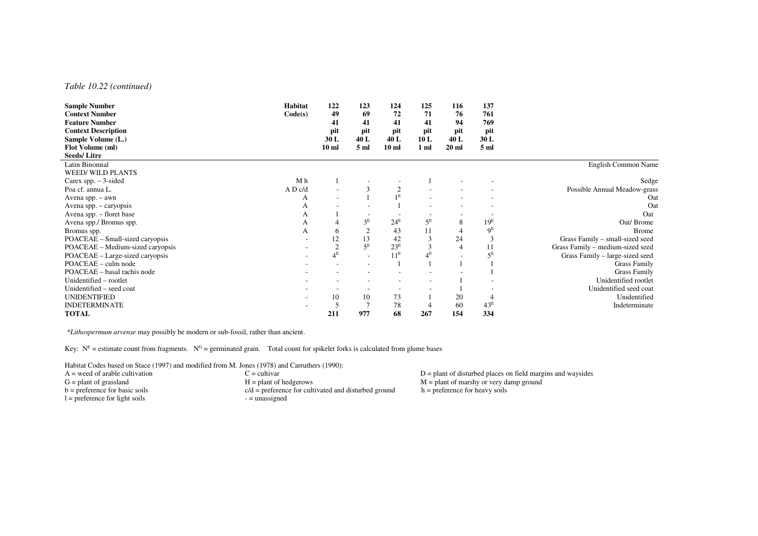*Table 10.22 (continued)*

| **Sample Number** | **Habitat** | **122** | **123** | **124** | **125** | **116** | **137** | |
|---|---|---|---|---|---|---|---|---|
| **Context Number** | **Code(s)** | **49** | **69** | **72** | **71** | **76** | **761** | |
| **Feature Number** | | **41** | **41** | **41** | **41** | **94** | **769** | |
| **Context Description** | | **pit** | **pit** | **pit** | **pit** | **pit** | **pit** | |
| **Sample Volume (L.)** | | **30 L** | **40 L** | **40 L** | **10 L** | **40 L** | **30 L** | |
| **Flot Volume (ml)** | | **10 ml** | **5 ml** | **10 ml** | **1 ml** | **20 ml** | **5 ml** | |
| **Seeds/ Litre** | | | | | | | | |
| Latin Binomial | | | | | | | | English Common Name |
| WEED/ WILD PLANTS | | | | | | | | |
| Carex spp. – 3-sided | M h | 1 | - | - | 1 | - | - | Sedge |
| Poa cf. annua L. | A D c/d | - | 3 | 2 | - | - | - | Possible Annual Meadow-grass |
| Avena spp. – awn | A | - | 1 | 1$^{E}$ | - | - | - | Oat |
| Avena spp. – caryopsis | A | - | - | 1 | - | - | - | Oat |
| Avena spp. – floret base | A | 1 | - | - | - | - | - | Oat |
| Avena spp./ Bromus spp. | A | 4 | 3$^{E}$ | 24$^{E}$ | 5$^{E}$ | 8 | 19$^{E}$ | Oat/ Brome |
| Bromus spp. | A | 6 | 2 | 43 | 11 | 4 | 9$^{E}$ | Brome |
| POACEAE – Small-sized caryopsis | - | 12 | 13 | 42 | 3 | 24 | 3 | Grass Family – small-sized seed |
| POACEAE – Medium-sized caryopsis | - | 2 | 5$^{E}$ | 23$^{E}$ | 3 | 4 | 11 | Grass Family – medium-sized seed |
| POACEAE – Large-sized caryopsis | - | 4$^{E}$ | - | 11$^{E}$ | 4$^{E}$ | - | 5$^{E}$ | Grass Family – large-sized seed |
| POACEAE – culm node | - | - | - | 1 | 1 | 1 | 1 | Grass Family |
| POACEAE – basal rachis node | - | - | - | - | - | - | 1 | Grass Family |
| Unidentified – rootlet | - | - | - | - | - | 1 | - | Unidentified rootlet |
| Unidentified – seed coat | - | - | - | - | - | 1 | - | Unidentified seed coat |
| UNIDENTIFIED | - | 10 | 10 | 73 | 1 | 20 | 4 | Unidentified |
| INDETERMINATE | - | 5 | 7 | 78 | 4 | 60 | 43$^{E}$ | Indeterminate |
| **TOTAL** | | **211** | **977** | **68** | **267** | **154** | **334** | |

*\*Lithospermum arvense* may possibly be modern or sub-fossil, rather than ancient.

Key: N$^{E}$ = estimate count from fragments. N$^{G}$ = germinated grain. Total count for spikelet forks is calculated from glume bases

Habitat Codes based on Stace (1997) and modified from M. Jones (1978) and Carruthers (1990):

A = weed of arable cultivation
C = cultivar
D = plant of disturbed places on field margins and waysides
G = plant of grassland
H = plant of hedgerows
M = plant of marshy or very damp ground
b = preference for basic soils
c/d = preference for cultivated and disturbed ground
h = preference for heavy soils
l = preference for light soils
- = unassigned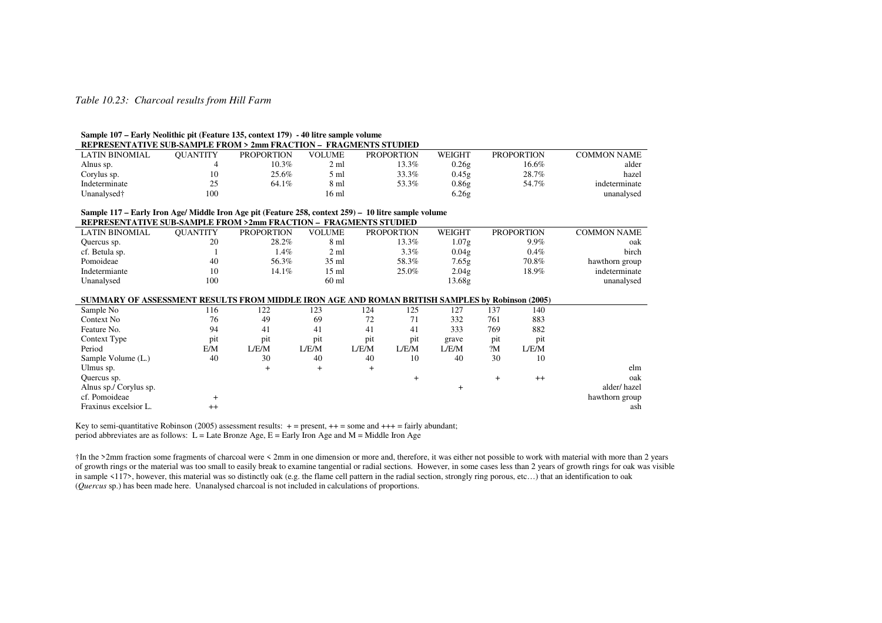*Table 10.23: Charcoal results from Hill Farm*

**Sample 107 – Early Neolithic pit (Feature 135, context 179) - 40 litre sample volume**

**REPRESENTATIVE SUB-SAMPLE FROM > 2mm FRACTION – FRAGMENTS STUDIED**

| LATIN BINOMIAL | QUANTITY | PROPORTION | VOLUME | PROPORTION | WEIGHT | PROPORTION | COMMON NAME |
|---|---|---|---|---|---|---|---|
| Alnus sp. | 4 | 10.3% | 2 ml | 13.3% | 0.26g | 16.6% | alder |
| Corylus sp. | 10 | 25.6% | 5 ml | 33.3% | 0.45g | 28.7% | hazel |
| Indeterminate | 25 | 64.1% | 8 ml | 53.3% | 0.86g | 54.7% | indeterminate |
| Unanalysed† | 100 | | 16 ml | | 6.26g | | unanalysed |

**Sample 117 – Early Iron Age/ Middle Iron Age pit (Feature 258, context 259) – 10 litre sample volume**

**REPRESENTATIVE SUB-SAMPLE FROM >2mm FRACTION – FRAGMENTS STUDIED**

| LATIN BINOMIAL | QUANTITY | PROPORTION | VOLUME | PROPORTION | WEIGHT | PROPORTION | COMMON NAME |
|---|---|---|---|---|---|---|---|
| Quercus sp. | 20 | 28.2% | 8 ml | 13.3% | 1.07g | 9.9% | oak |
| cf. Betula sp. | 1 | 1.4% | 2 ml | 3.3% | 0.04g | 0.4% | birch |
| Pomoideae | 40 | 56.3% | 35 ml | 58.3% | 7.65g | 70.8% | hawthorn group |
| Indetermiante | 10 | 14.1% | 15 ml | 25.0% | 2.04g | 18.9% | indeterminate |
| Unanalysed | 100 | | 60 ml | | 13.68g | | unanalysed |

**SUMMARY OF ASSESSMENT RESULTS FROM MIDDLE IRON AGE AND ROMAN BRITISH SAMPLES by Robinson (2005)**

| Sample No | 116 | 122 | 123 | 124 | 125 | 127 | 137 | 140 | |
|---|---|---|---|---|---|---|---|---|---|
| Context No | 76 | 49 | 69 | 72 | 71 | 332 | 761 | 883 | |
| Feature No. | 94 | 41 | 41 | 41 | 41 | 333 | 769 | 882 | |
| Context Type | pit | pit | pit | pit | pit | grave | pit | pit | |
| Period | E/M | L/E/M | L/E/M | L/E/M | L/E/M | L/E/M | ?M | L/E/M | |
| Sample Volume (L.) | 40 | 30 | 40 | 40 | 10 | 40 | 30 | 10 | |
| Ulmus sp. | | + | + | + | | | | | elm |
| Quercus sp. | | | | | + | | + | ++ | oak |
| Alnus sp./ Corylus sp. | | | | | | + | | | alder/ hazel |
| cf. Pomoideae | + | | | | | | | | hawthorn group |
| Fraxinus excelsior L. | ++ | | | | | | | | ash |

Key to semi-quantitative Robinson (2005) assessment results: + = present, ++ = some and +++ = fairly abundant;
period abbreviates are as follows: L = Late Bronze Age, E = Early Iron Age and M = Middle Iron Age

†In the >2mm fraction some fragments of charcoal were < 2mm in one dimension or more and, therefore, it was either not possible to work with material with more than 2 years of growth rings or the material was too small to easily break to examine tangential or radial sections. However, in some cases less than 2 years of growth rings for oak was visible in sample <117>, however, this material was so distinctly oak (e.g. the flame cell pattern in the radial section, strongly ring porous, etc…) that an identification to oak (*Quercus* sp.) has been made here. Unanalysed charcoal is not included in calculations of proportions.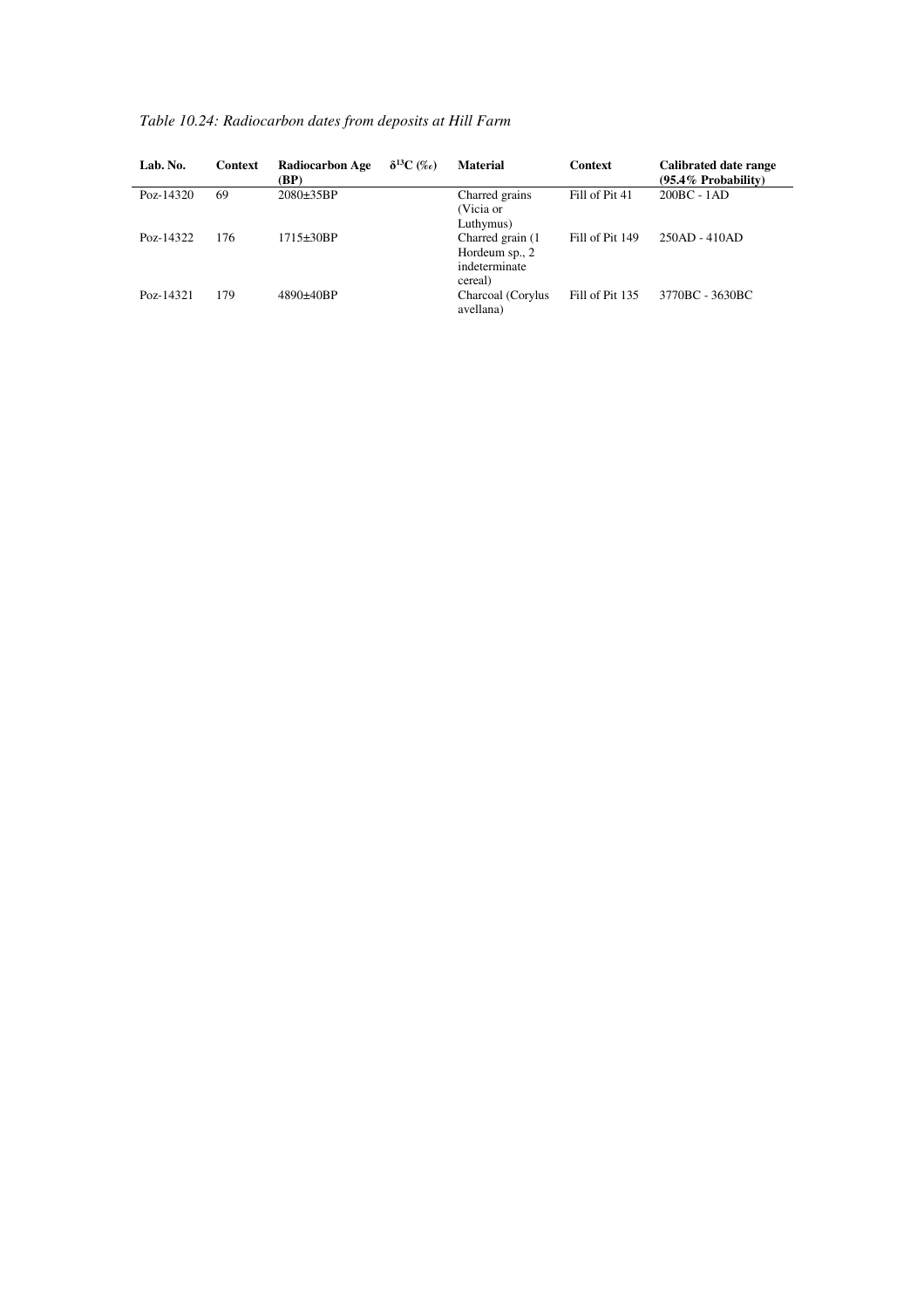*Table 10.24: Radiocarbon dates from deposits at Hill Farm*

| Lab. No. | Context | Radiocarbon Age (BP) | $\delta^{13}C$ (‰) | Material | Context | Calibrated date range (95.4% Probability) |
|---|---|---|---|---|---|---|
| Poz-14320 | 69 | 2080±35BP | | Charred grains (Vicia or Luthymus) | Fill of Pit 41 | 200BC - 1AD |
| Poz-14322 | 176 | 1715±30BP | | Charred grain (1 Hordeum sp., 2 indeterminate cereal) | Fill of Pit 149 | 250AD - 410AD |
| Poz-14321 | 179 | 4890±40BP | | Charcoal (Corylus avellana) | Fill of Pit 135 | 3770BC - 3630BC |